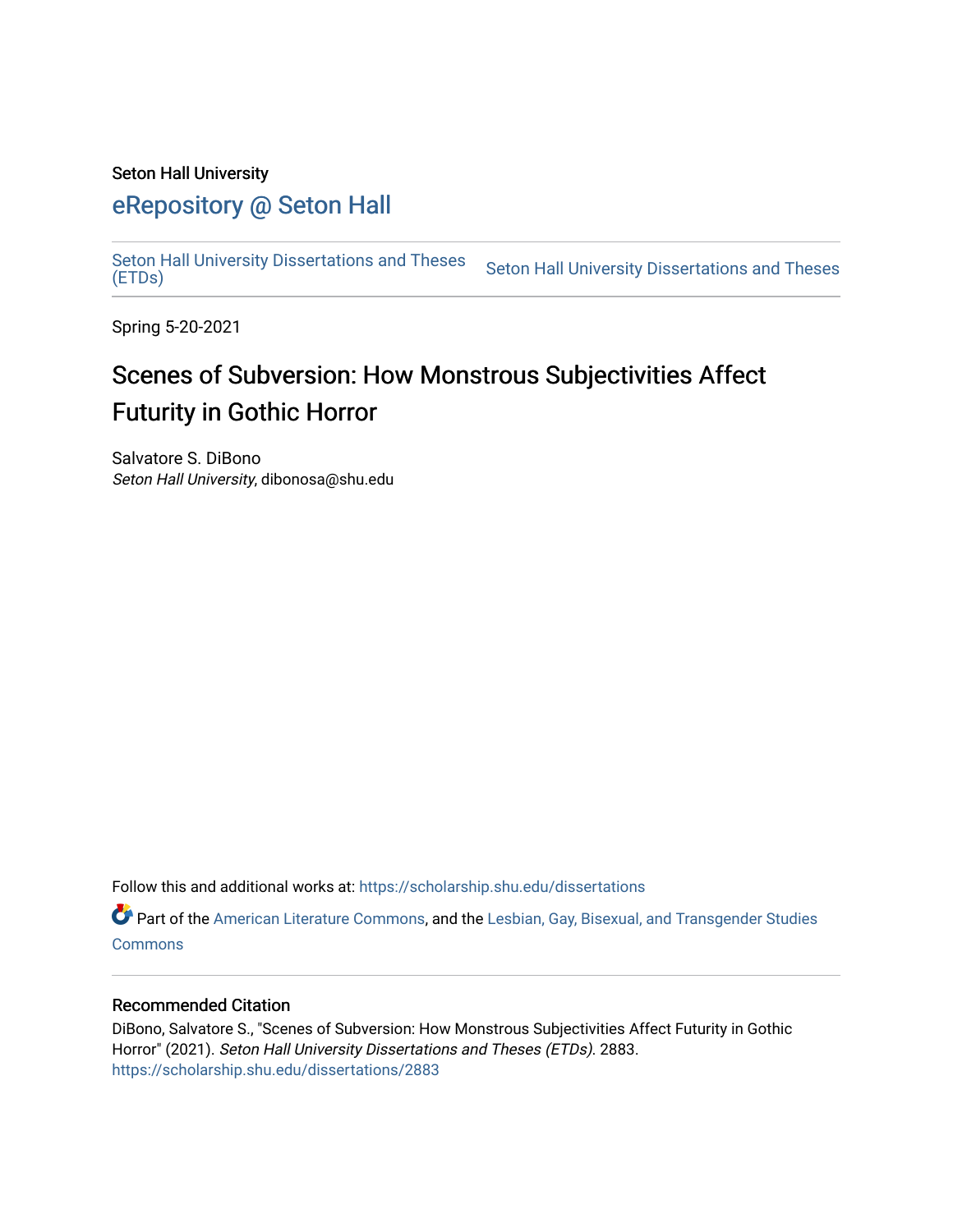Seton Hall University

# eRepository @ Seton Hall

Seton Hall University Dissertations and Theses (ETDs) | Seton Hall University Dissertations and Theses

Spring 5-20-2021

## Scenes of Subversion: How Monstrous Subjectivities Affect Futurity in Gothic Horror

Salvatore S. DiBono
*Seton Hall University*, dibonosa@shu.edu

Follow this and additional works at: https://scholarship.shu.edu/dissertations

Part of the American Literature Commons, and the Lesbian, Gay, Bisexual, and Transgender Studies Commons

### Recommended Citation

DiBono, Salvatore S., "Scenes of Subversion: How Monstrous Subjectivities Affect Futurity in Gothic Horror" (2021). *Seton Hall University Dissertations and Theses (ETDs)*. 2883.
https://scholarship.shu.edu/dissertations/2883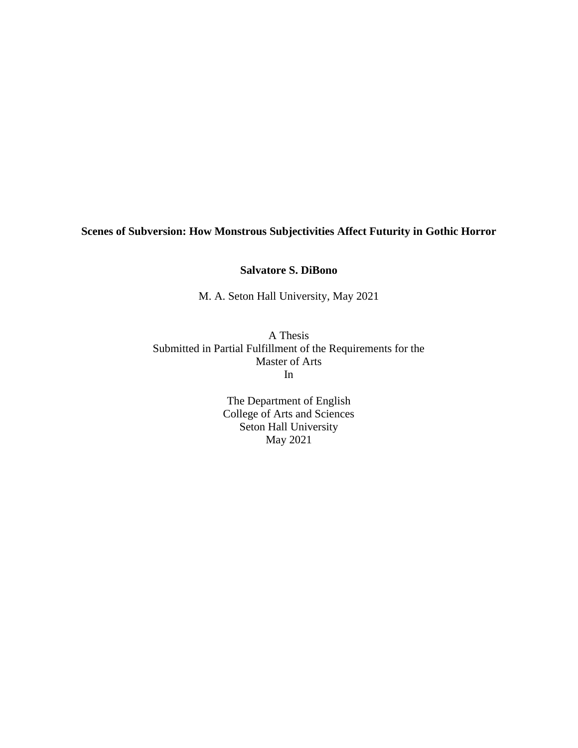**Scenes of Subversion: How Monstrous Subjectivities Affect Futurity in Gothic Horror**

**Salvatore S. DiBono**

M. A. Seton Hall University, May 2021

A Thesis
Submitted in Partial Fulfillment of the Requirements for the
Master of Arts
In

The Department of English
College of Arts and Sciences
Seton Hall University
May 2021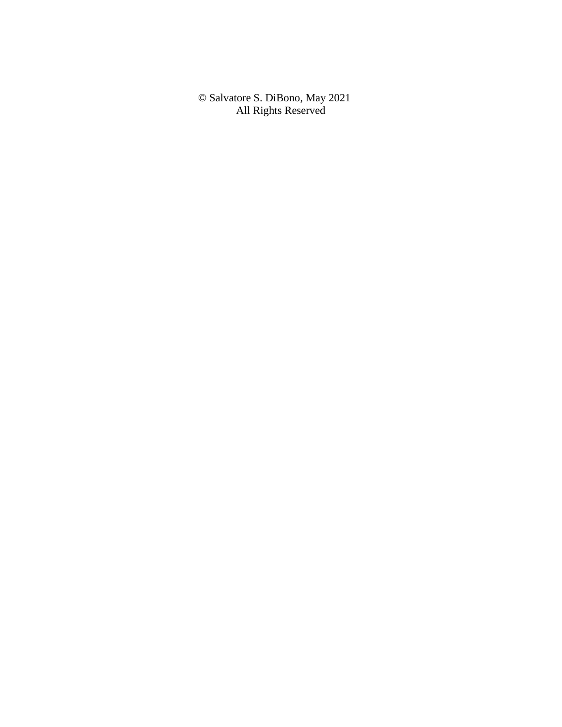© Salvatore S. DiBono, May 2021

All Rights Reserved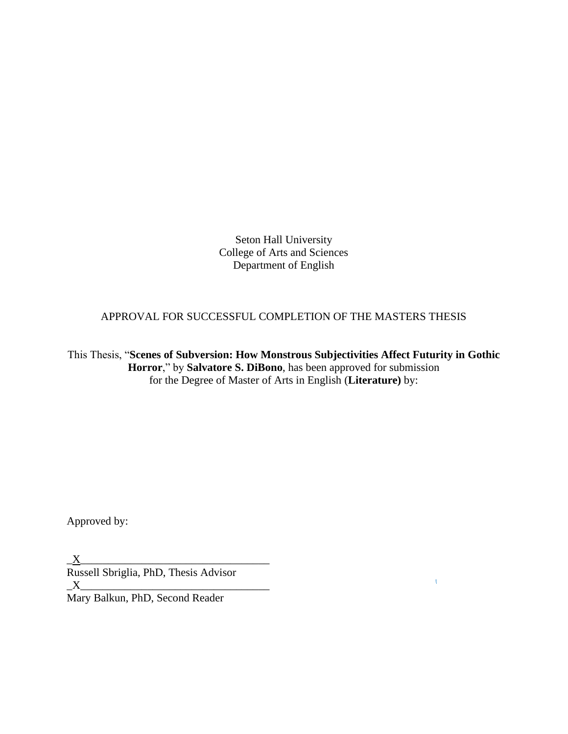Seton Hall University
College of Arts and Sciences
Department of English

APPROVAL FOR SUCCESSFUL COMPLETION OF THE MASTERS THESIS

This Thesis, "**Scenes of Subversion: How Monstrous Subjectivities Affect Futurity in Gothic Horror**," by **Salvatore S. DiBono**, has been approved for submission for the Degree of Master of Arts in English (**Literature)** by:

Approved by:

_X__________________________________
Russell Sbriglia, PhD, Thesis Advisor
_X__________________________________
Mary Balkun, PhD, Second Reader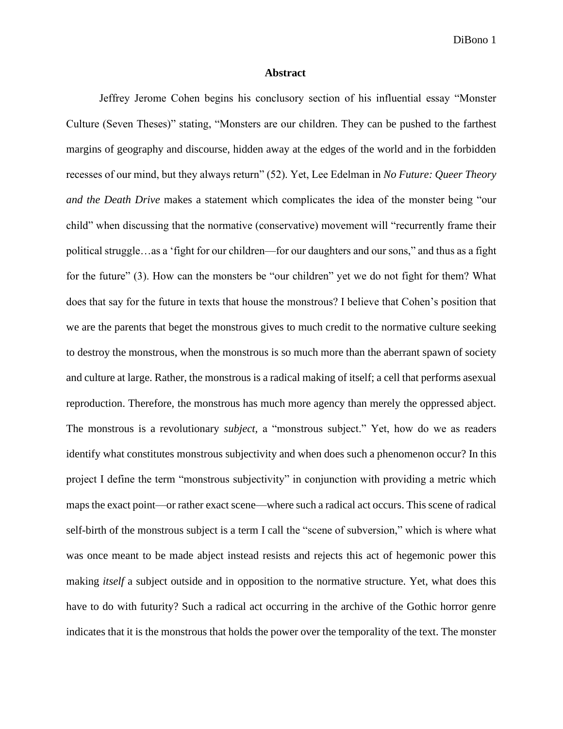# Abstract

Jeffrey Jerome Cohen begins his conclusory section of his influential essay "Monster Culture (Seven Theses)" stating, "Monsters are our children. They can be pushed to the farthest margins of geography and discourse, hidden away at the edges of the world and in the forbidden recesses of our mind, but they always return" (52). Yet, Lee Edelman in *No Future: Queer Theory and the Death Drive* makes a statement which complicates the idea of the monster being "our child" when discussing that the normative (conservative) movement will "recurrently frame their political struggle…as a 'fight for our children—for our daughters and our sons," and thus as a fight for the future" (3). How can the monsters be "our children" yet we do not fight for them? What does that say for the future in texts that house the monstrous? I believe that Cohen's position that we are the parents that beget the monstrous gives to much credit to the normative culture seeking to destroy the monstrous, when the monstrous is so much more than the aberrant spawn of society and culture at large. Rather, the monstrous is a radical making of itself; a cell that performs asexual reproduction. Therefore, the monstrous has much more agency than merely the oppressed abject. The monstrous is a revolutionary *subject*, a "monstrous subject." Yet, how do we as readers identify what constitutes monstrous subjectivity and when does such a phenomenon occur? In this project I define the term "monstrous subjectivity" in conjunction with providing a metric which maps the exact point—or rather exact scene—where such a radical act occurs. This scene of radical self-birth of the monstrous subject is a term I call the "scene of subversion," which is where what was once meant to be made abject instead resists and rejects this act of hegemonic power this making *itself* a subject outside and in opposition to the normative structure. Yet, what does this have to do with futurity? Such a radical act occurring in the archive of the Gothic horror genre indicates that it is the monstrous that holds the power over the temporality of the text. The monster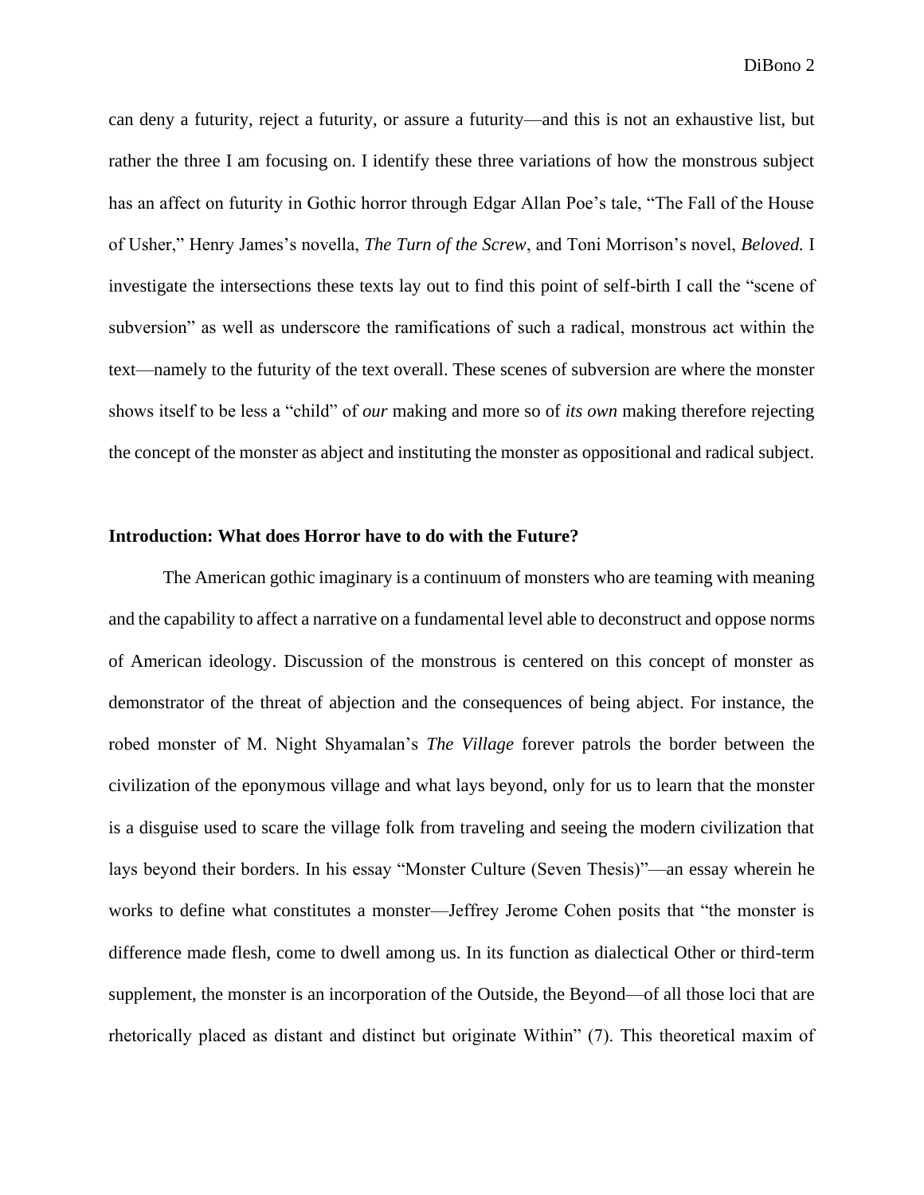can deny a futurity, reject a futurity, or assure a futurity—and this is not an exhaustive list, but rather the three I am focusing on. I identify these three variations of how the monstrous subject has an affect on futurity in Gothic horror through Edgar Allan Poe's tale, "The Fall of the House of Usher," Henry James's novella, *The Turn of the Screw*, and Toni Morrison's novel, *Beloved.* I investigate the intersections these texts lay out to find this point of self-birth I call the "scene of subversion" as well as underscore the ramifications of such a radical, monstrous act within the text—namely to the futurity of the text overall. These scenes of subversion are where the monster shows itself to be less a "child" of *our* making and more so of *its own* making therefore rejecting the concept of the monster as abject and instituting the monster as oppositional and radical subject.

## Introduction: What does Horror have to do with the Future?

The American gothic imaginary is a continuum of monsters who are teaming with meaning and the capability to affect a narrative on a fundamental level able to deconstruct and oppose norms of American ideology. Discussion of the monstrous is centered on this concept of monster as demonstrator of the threat of abjection and the consequences of being abject. For instance, the robed monster of M. Night Shyamalan's *The Village* forever patrols the border between the civilization of the eponymous village and what lays beyond, only for us to learn that the monster is a disguise used to scare the village folk from traveling and seeing the modern civilization that lays beyond their borders. In his essay "Monster Culture (Seven Thesis)"—an essay wherein he works to define what constitutes a monster—Jeffrey Jerome Cohen posits that "the monster is difference made flesh, come to dwell among us. In its function as dialectical Other or third-term supplement, the monster is an incorporation of the Outside, the Beyond—of all those loci that are rhetorically placed as distant and distinct but originate Within" (7). This theoretical maxim of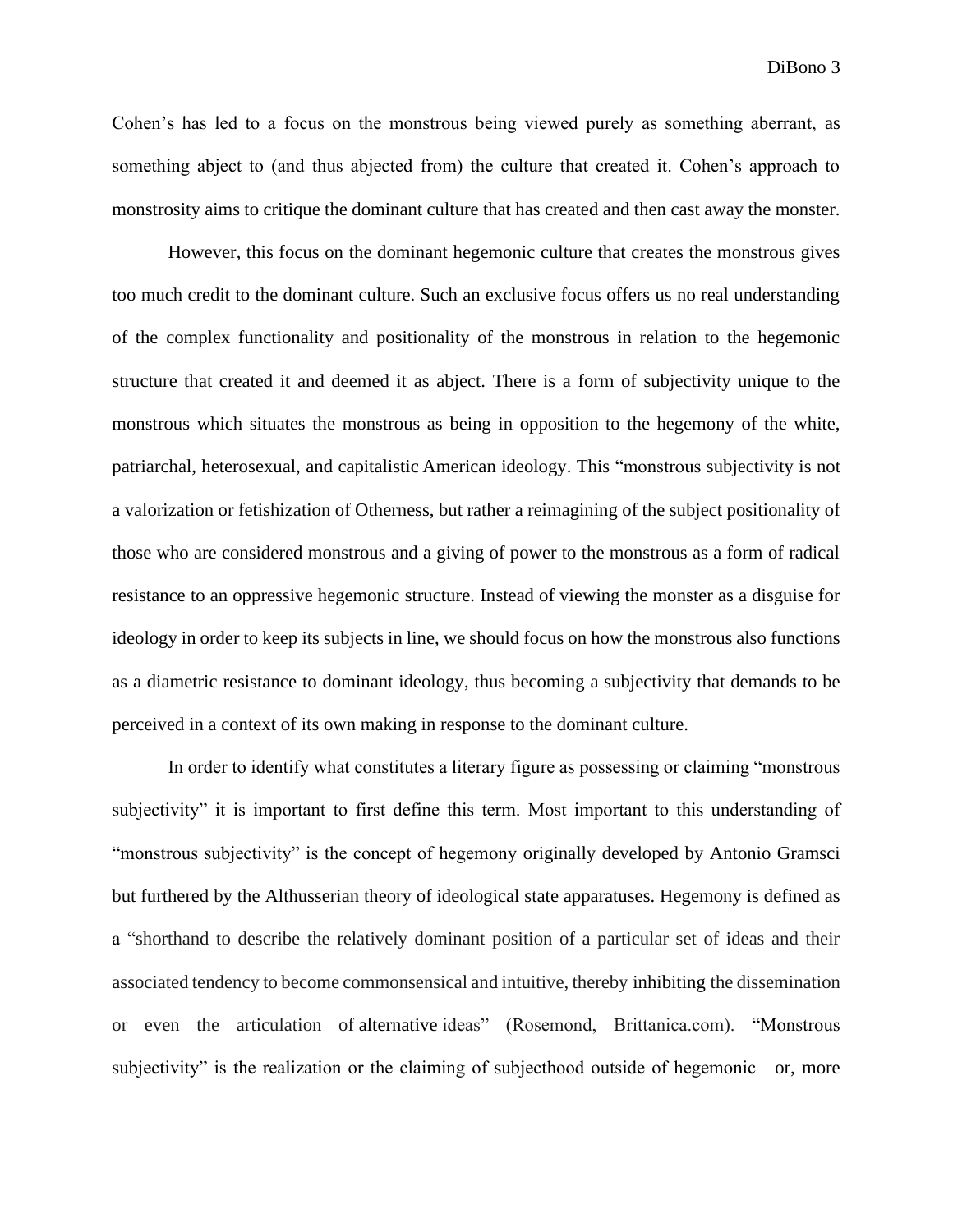Cohen's has led to a focus on the monstrous being viewed purely as something aberrant, as something abject to (and thus abjected from) the culture that created it. Cohen's approach to monstrosity aims to critique the dominant culture that has created and then cast away the monster.

However, this focus on the dominant hegemonic culture that creates the monstrous gives too much credit to the dominant culture. Such an exclusive focus offers us no real understanding of the complex functionality and positionality of the monstrous in relation to the hegemonic structure that created it and deemed it as abject. There is a form of subjectivity unique to the monstrous which situates the monstrous as being in opposition to the hegemony of the white, patriarchal, heterosexual, and capitalistic American ideology. This "monstrous subjectivity is not a valorization or fetishization of Otherness, but rather a reimagining of the subject positionality of those who are considered monstrous and a giving of power to the monstrous as a form of radical resistance to an oppressive hegemonic structure. Instead of viewing the monster as a disguise for ideology in order to keep its subjects in line, we should focus on how the monstrous also functions as a diametric resistance to dominant ideology, thus becoming a subjectivity that demands to be perceived in a context of its own making in response to the dominant culture.

In order to identify what constitutes a literary figure as possessing or claiming "monstrous subjectivity" it is important to first define this term. Most important to this understanding of "monstrous subjectivity" is the concept of hegemony originally developed by Antonio Gramsci but furthered by the Althusserian theory of ideological state apparatuses. Hegemony is defined as a "shorthand to describe the relatively dominant position of a particular set of ideas and their associated tendency to become commonsensical and intuitive, thereby inhibiting the dissemination or even the articulation of alternative ideas" (Rosemond, Brittanica.com). "Monstrous subjectivity" is the realization or the claiming of subjecthood outside of hegemonic—or, more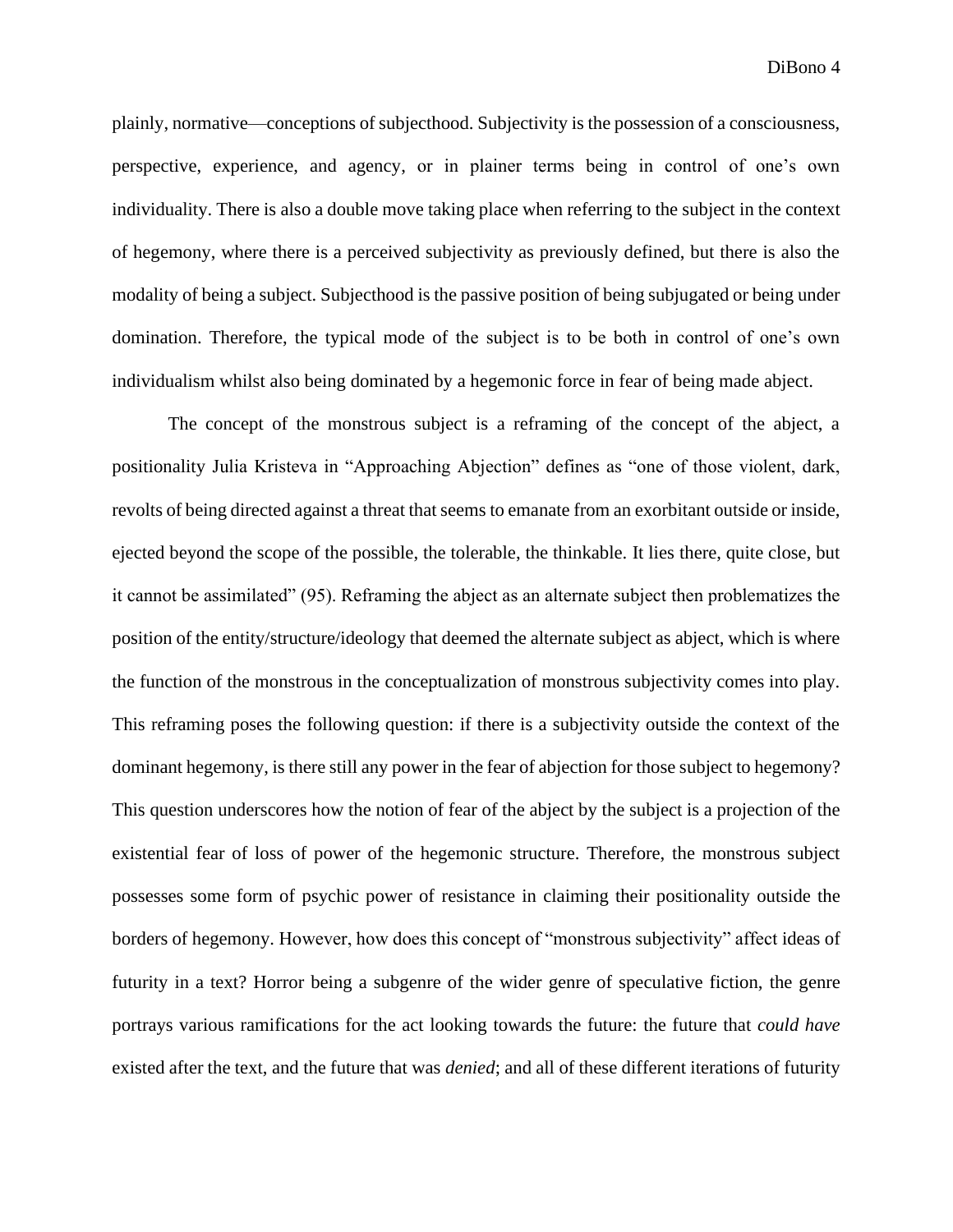plainly, normative—conceptions of subjecthood. Subjectivity is the possession of a consciousness, perspective, experience, and agency, or in plainer terms being in control of one's own individuality. There is also a double move taking place when referring to the subject in the context of hegemony, where there is a perceived subjectivity as previously defined, but there is also the modality of being a subject. Subjecthood is the passive position of being subjugated or being under domination. Therefore, the typical mode of the subject is to be both in control of one's own individualism whilst also being dominated by a hegemonic force in fear of being made abject.

The concept of the monstrous subject is a reframing of the concept of the abject, a positionality Julia Kristeva in "Approaching Abjection" defines as "one of those violent, dark, revolts of being directed against a threat that seems to emanate from an exorbitant outside or inside, ejected beyond the scope of the possible, the tolerable, the thinkable. It lies there, quite close, but it cannot be assimilated" (95). Reframing the abject as an alternate subject then problematizes the position of the entity/structure/ideology that deemed the alternate subject as abject, which is where the function of the monstrous in the conceptualization of monstrous subjectivity comes into play. This reframing poses the following question: if there is a subjectivity outside the context of the dominant hegemony, is there still any power in the fear of abjection for those subject to hegemony? This question underscores how the notion of fear of the abject by the subject is a projection of the existential fear of loss of power of the hegemonic structure. Therefore, the monstrous subject possesses some form of psychic power of resistance in claiming their positionality outside the borders of hegemony. However, how does this concept of "monstrous subjectivity" affect ideas of futurity in a text? Horror being a subgenre of the wider genre of speculative fiction, the genre portrays various ramifications for the act looking towards the future: the future that *could have* existed after the text, and the future that was *denied*; and all of these different iterations of futurity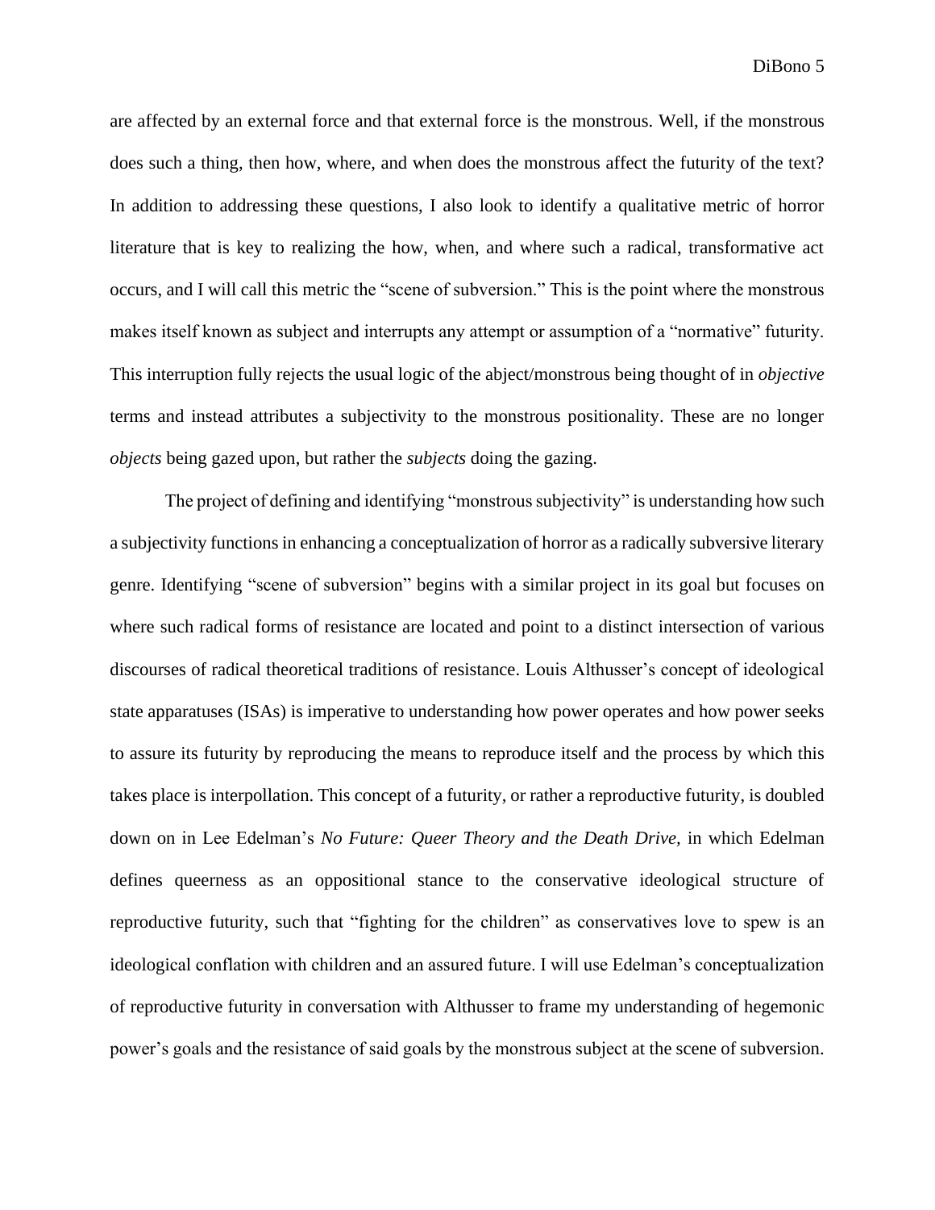are affected by an external force and that external force is the monstrous. Well, if the monstrous does such a thing, then how, where, and when does the monstrous affect the futurity of the text? In addition to addressing these questions, I also look to identify a qualitative metric of horror literature that is key to realizing the how, when, and where such a radical, transformative act occurs, and I will call this metric the "scene of subversion." This is the point where the monstrous makes itself known as subject and interrupts any attempt or assumption of a "normative" futurity. This interruption fully rejects the usual logic of the abject/monstrous being thought of in *objective* terms and instead attributes a subjectivity to the monstrous positionality. These are no longer *objects* being gazed upon, but rather the *subjects* doing the gazing.

The project of defining and identifying "monstrous subjectivity" is understanding how such a subjectivity functions in enhancing a conceptualization of horror as a radically subversive literary genre. Identifying "scene of subversion" begins with a similar project in its goal but focuses on where such radical forms of resistance are located and point to a distinct intersection of various discourses of radical theoretical traditions of resistance. Louis Althusser's concept of ideological state apparatuses (ISAs) is imperative to understanding how power operates and how power seeks to assure its futurity by reproducing the means to reproduce itself and the process by which this takes place is interpollation. This concept of a futurity, or rather a reproductive futurity, is doubled down on in Lee Edelman's *No Future: Queer Theory and the Death Drive*, in which Edelman defines queerness as an oppositional stance to the conservative ideological structure of reproductive futurity, such that "fighting for the children" as conservatives love to spew is an ideological conflation with children and an assured future. I will use Edelman's conceptualization of reproductive futurity in conversation with Althusser to frame my understanding of hegemonic power's goals and the resistance of said goals by the monstrous subject at the scene of subversion.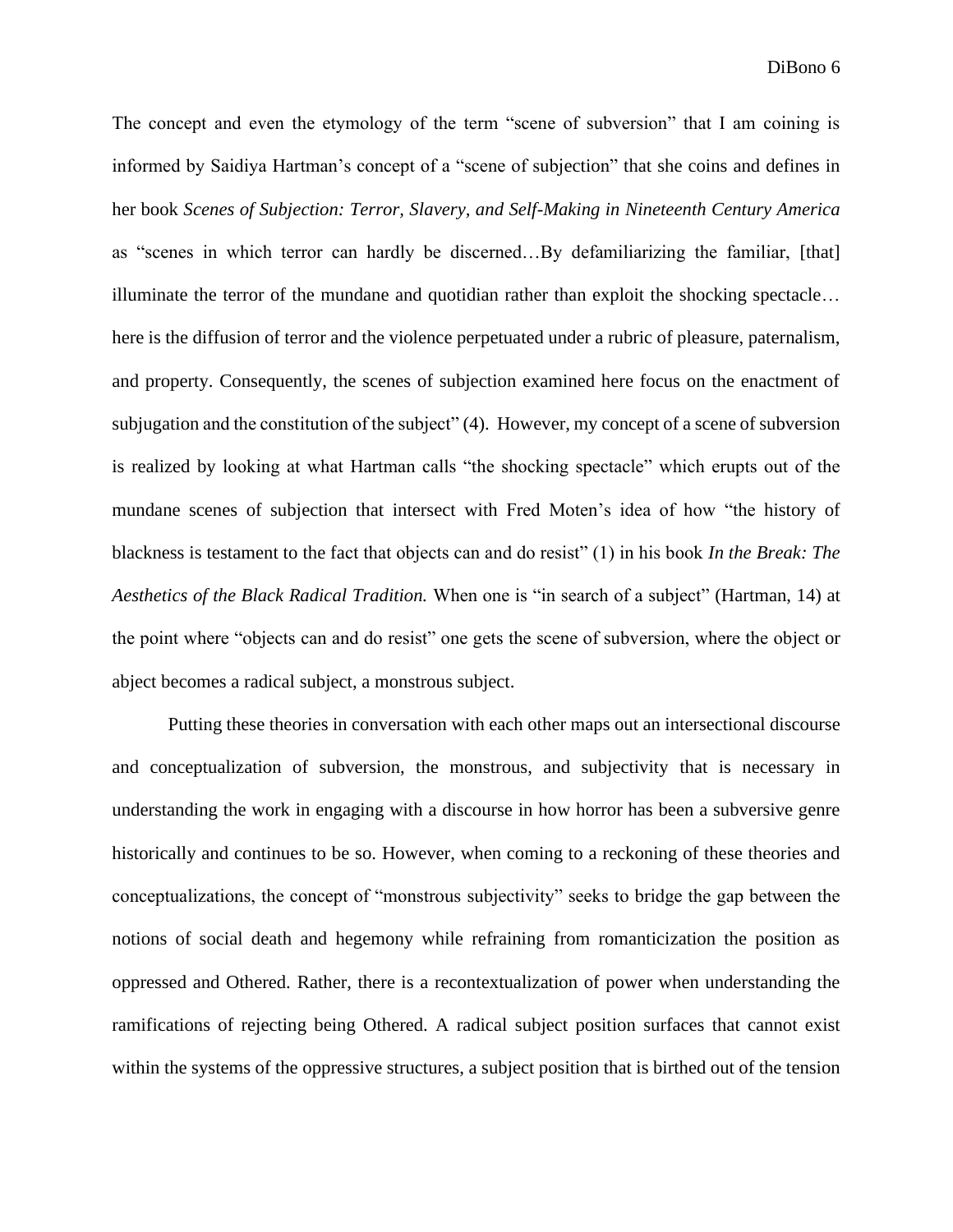The concept and even the etymology of the term "scene of subversion" that I am coining is informed by Saidiya Hartman's concept of a "scene of subjection" that she coins and defines in her book *Scenes of Subjection: Terror, Slavery, and Self-Making in Nineteenth Century America* as "scenes in which terror can hardly be discerned…By defamiliarizing the familiar, [that] illuminate the terror of the mundane and quotidian rather than exploit the shocking spectacle… here is the diffusion of terror and the violence perpetuated under a rubric of pleasure, paternalism, and property. Consequently, the scenes of subjection examined here focus on the enactment of subjugation and the constitution of the subject" (4). However, my concept of a scene of subversion is realized by looking at what Hartman calls "the shocking spectacle" which erupts out of the mundane scenes of subjection that intersect with Fred Moten's idea of how "the history of blackness is testament to the fact that objects can and do resist" (1) in his book *In the Break: The Aesthetics of the Black Radical Tradition.* When one is "in search of a subject" (Hartman, 14) at the point where "objects can and do resist" one gets the scene of subversion, where the object or abject becomes a radical subject, a monstrous subject.

Putting these theories in conversation with each other maps out an intersectional discourse and conceptualization of subversion, the monstrous, and subjectivity that is necessary in understanding the work in engaging with a discourse in how horror has been a subversive genre historically and continues to be so. However, when coming to a reckoning of these theories and conceptualizations, the concept of "monstrous subjectivity" seeks to bridge the gap between the notions of social death and hegemony while refraining from romanticization the position as oppressed and Othered. Rather, there is a recontextualization of power when understanding the ramifications of rejecting being Othered. A radical subject position surfaces that cannot exist within the systems of the oppressive structures, a subject position that is birthed out of the tension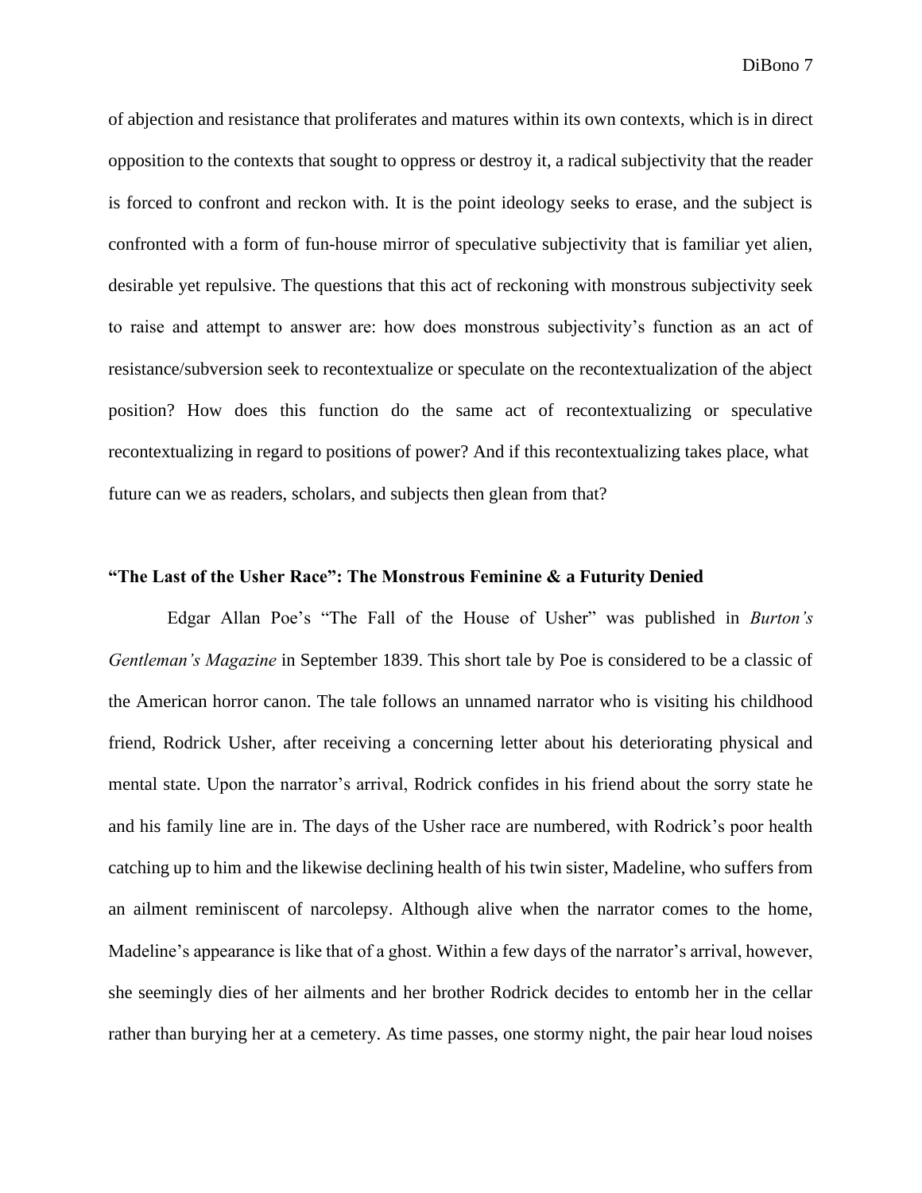of abjection and resistance that proliferates and matures within its own contexts, which is in direct opposition to the contexts that sought to oppress or destroy it, a radical subjectivity that the reader is forced to confront and reckon with. It is the point ideology seeks to erase, and the subject is confronted with a form of fun-house mirror of speculative subjectivity that is familiar yet alien, desirable yet repulsive. The questions that this act of reckoning with monstrous subjectivity seek to raise and attempt to answer are: how does monstrous subjectivity's function as an act of resistance/subversion seek to recontextualize or speculate on the recontextualization of the abject position? How does this function do the same act of recontextualizing or speculative recontextualizing in regard to positions of power? And if this recontextualizing takes place, what future can we as readers, scholars, and subjects then glean from that?

## "The Last of the Usher Race": The Monstrous Feminine & a Futurity Denied

Edgar Allan Poe's "The Fall of the House of Usher" was published in *Burton's Gentleman's Magazine* in September 1839. This short tale by Poe is considered to be a classic of the American horror canon. The tale follows an unnamed narrator who is visiting his childhood friend, Rodrick Usher, after receiving a concerning letter about his deteriorating physical and mental state. Upon the narrator's arrival, Rodrick confides in his friend about the sorry state he and his family line are in. The days of the Usher race are numbered, with Rodrick's poor health catching up to him and the likewise declining health of his twin sister, Madeline, who suffers from an ailment reminiscent of narcolepsy. Although alive when the narrator comes to the home, Madeline's appearance is like that of a ghost. Within a few days of the narrator's arrival, however, she seemingly dies of her ailments and her brother Rodrick decides to entomb her in the cellar rather than burying her at a cemetery. As time passes, one stormy night, the pair hear loud noises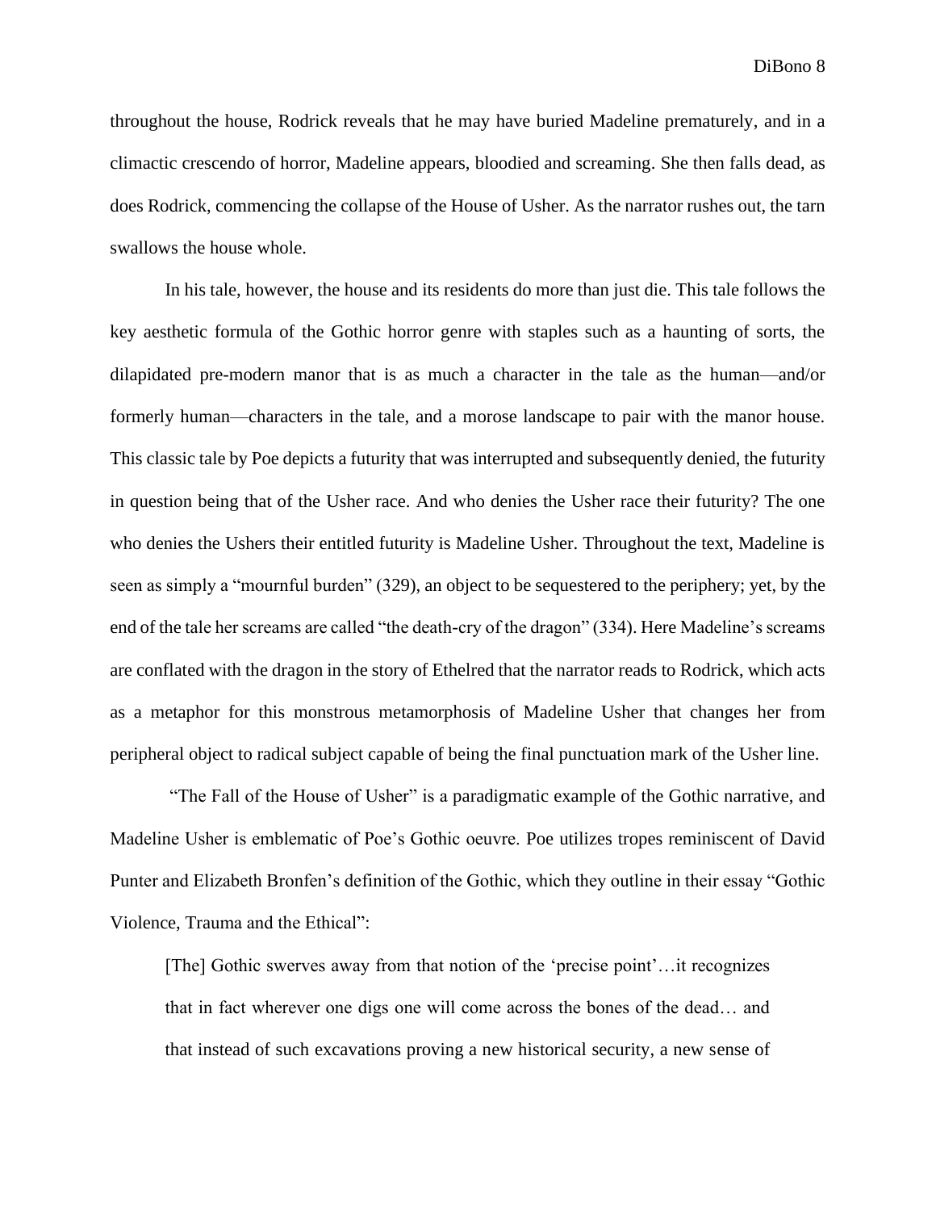throughout the house, Rodrick reveals that he may have buried Madeline prematurely, and in a climactic crescendo of horror, Madeline appears, bloodied and screaming. She then falls dead, as does Rodrick, commencing the collapse of the House of Usher. As the narrator rushes out, the tarn swallows the house whole.

In his tale, however, the house and its residents do more than just die. This tale follows the key aesthetic formula of the Gothic horror genre with staples such as a haunting of sorts, the dilapidated pre-modern manor that is as much a character in the tale as the human—and/or formerly human—characters in the tale, and a morose landscape to pair with the manor house. This classic tale by Poe depicts a futurity that was interrupted and subsequently denied, the futurity in question being that of the Usher race. And who denies the Usher race their futurity? The one who denies the Ushers their entitled futurity is Madeline Usher. Throughout the text, Madeline is seen as simply a "mournful burden" (329), an object to be sequestered to the periphery; yet, by the end of the tale her screams are called "the death-cry of the dragon" (334). Here Madeline's screams are conflated with the dragon in the story of Ethelred that the narrator reads to Rodrick, which acts as a metaphor for this monstrous metamorphosis of Madeline Usher that changes her from peripheral object to radical subject capable of being the final punctuation mark of the Usher line.

"The Fall of the House of Usher" is a paradigmatic example of the Gothic narrative, and Madeline Usher is emblematic of Poe's Gothic oeuvre. Poe utilizes tropes reminiscent of David Punter and Elizabeth Bronfen's definition of the Gothic, which they outline in their essay "Gothic Violence, Trauma and the Ethical":

> [The] Gothic swerves away from that notion of the 'precise point'…it recognizes that in fact wherever one digs one will come across the bones of the dead… and that instead of such excavations proving a new historical security, a new sense of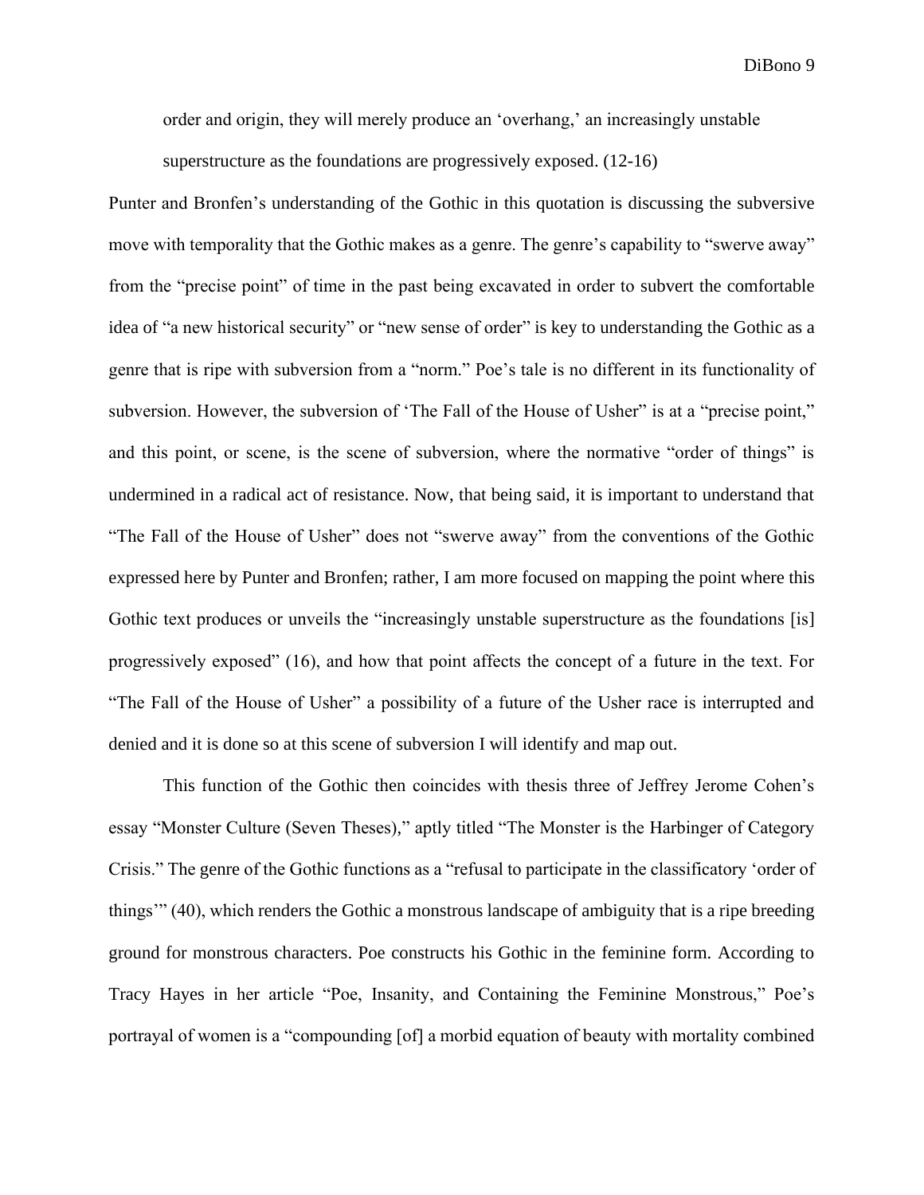> order and origin, they will merely produce an 'overhang,' an increasingly unstable superstructure as the foundations are progressively exposed. (12-16)

Punter and Bronfen's understanding of the Gothic in this quotation is discussing the subversive move with temporality that the Gothic makes as a genre. The genre's capability to "swerve away" from the "precise point" of time in the past being excavated in order to subvert the comfortable idea of "a new historical security" or "new sense of order" is key to understanding the Gothic as a genre that is ripe with subversion from a "norm." Poe's tale is no different in its functionality of subversion. However, the subversion of 'The Fall of the House of Usher" is at a "precise point," and this point, or scene, is the scene of subversion, where the normative "order of things" is undermined in a radical act of resistance. Now, that being said, it is important to understand that "The Fall of the House of Usher" does not "swerve away" from the conventions of the Gothic expressed here by Punter and Bronfen; rather, I am more focused on mapping the point where this Gothic text produces or unveils the "increasingly unstable superstructure as the foundations [is] progressively exposed" (16), and how that point affects the concept of a future in the text. For "The Fall of the House of Usher" a possibility of a future of the Usher race is interrupted and denied and it is done so at this scene of subversion I will identify and map out.

This function of the Gothic then coincides with thesis three of Jeffrey Jerome Cohen's essay "Monster Culture (Seven Theses)," aptly titled "The Monster is the Harbinger of Category Crisis." The genre of the Gothic functions as a "refusal to participate in the classificatory 'order of things'" (40), which renders the Gothic a monstrous landscape of ambiguity that is a ripe breeding ground for monstrous characters. Poe constructs his Gothic in the feminine form. According to Tracy Hayes in her article "Poe, Insanity, and Containing the Feminine Monstrous," Poe's portrayal of women is a "compounding [of] a morbid equation of beauty with mortality combined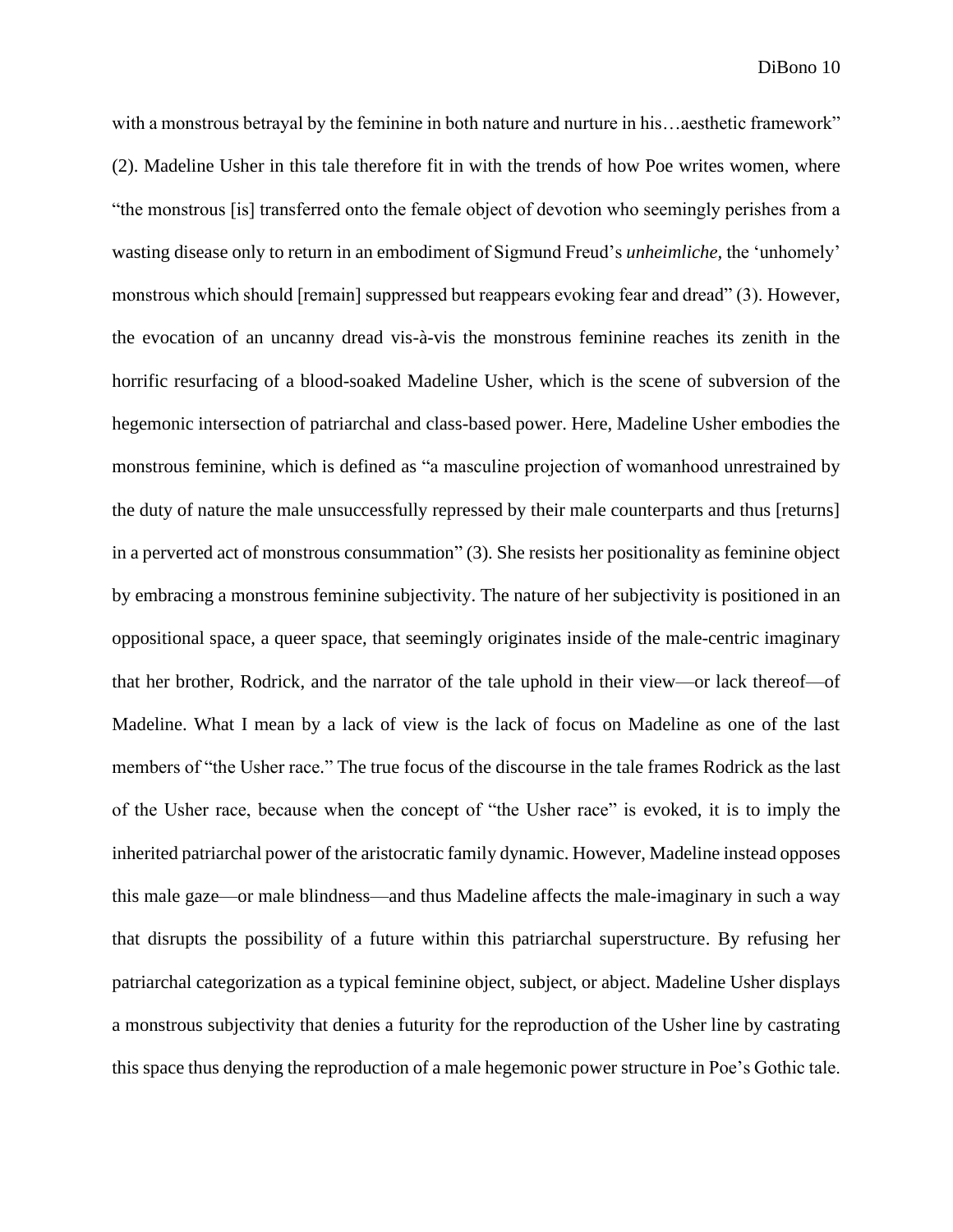with a monstrous betrayal by the feminine in both nature and nurture in his…aesthetic framework" (2). Madeline Usher in this tale therefore fit in with the trends of how Poe writes women, where "the monstrous [is] transferred onto the female object of devotion who seemingly perishes from a wasting disease only to return in an embodiment of Sigmund Freud's *unheimliche,* the 'unhomely' monstrous which should [remain] suppressed but reappears evoking fear and dread" (3). However, the evocation of an uncanny dread vis-à-vis the monstrous feminine reaches its zenith in the horrific resurfacing of a blood-soaked Madeline Usher, which is the scene of subversion of the hegemonic intersection of patriarchal and class-based power. Here, Madeline Usher embodies the monstrous feminine, which is defined as "a masculine projection of womanhood unrestrained by the duty of nature the male unsuccessfully repressed by their male counterparts and thus [returns] in a perverted act of monstrous consummation" (3). She resists her positionality as feminine object by embracing a monstrous feminine subjectivity. The nature of her subjectivity is positioned in an oppositional space, a queer space, that seemingly originates inside of the male-centric imaginary that her brother, Rodrick, and the narrator of the tale uphold in their view—or lack thereof—of Madeline. What I mean by a lack of view is the lack of focus on Madeline as one of the last members of "the Usher race." The true focus of the discourse in the tale frames Rodrick as the last of the Usher race, because when the concept of "the Usher race" is evoked, it is to imply the inherited patriarchal power of the aristocratic family dynamic. However, Madeline instead opposes this male gaze—or male blindness—and thus Madeline affects the male-imaginary in such a way that disrupts the possibility of a future within this patriarchal superstructure. By refusing her patriarchal categorization as a typical feminine object, subject, or abject. Madeline Usher displays a monstrous subjectivity that denies a futurity for the reproduction of the Usher line by castrating this space thus denying the reproduction of a male hegemonic power structure in Poe's Gothic tale.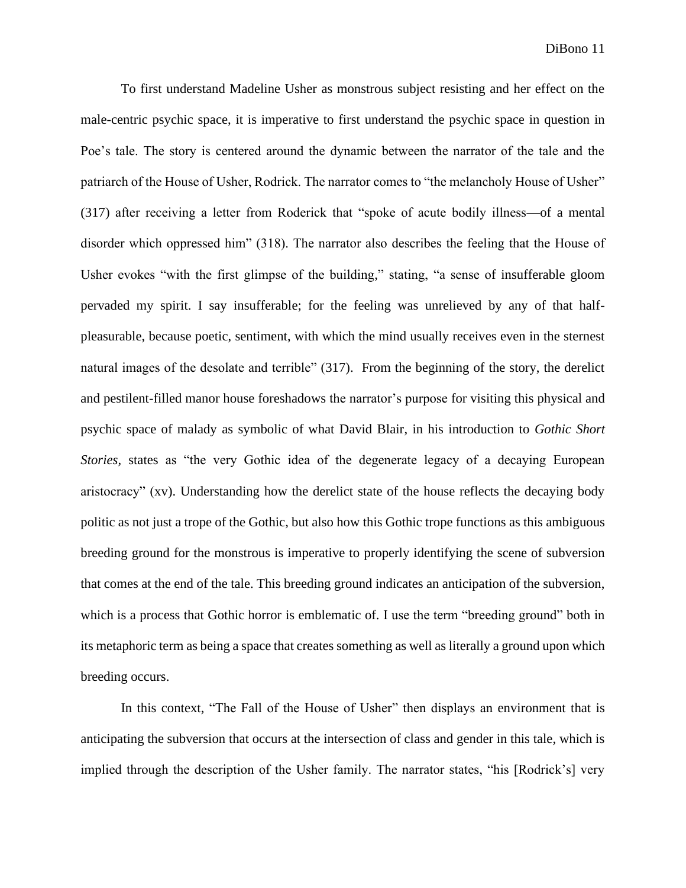To first understand Madeline Usher as monstrous subject resisting and her effect on the male-centric psychic space, it is imperative to first understand the psychic space in question in Poe's tale. The story is centered around the dynamic between the narrator of the tale and the patriarch of the House of Usher, Rodrick. The narrator comes to "the melancholy House of Usher" (317) after receiving a letter from Roderick that "spoke of acute bodily illness—of a mental disorder which oppressed him" (318). The narrator also describes the feeling that the House of Usher evokes "with the first glimpse of the building," stating, "a sense of insufferable gloom pervaded my spirit. I say insufferable; for the feeling was unrelieved by any of that half-pleasurable, because poetic, sentiment, with which the mind usually receives even in the sternest natural images of the desolate and terrible" (317). From the beginning of the story, the derelict and pestilent-filled manor house foreshadows the narrator's purpose for visiting this physical and psychic space of malady as symbolic of what David Blair, in his introduction to *Gothic Short Stories*, states as "the very Gothic idea of the degenerate legacy of a decaying European aristocracy" (xv). Understanding how the derelict state of the house reflects the decaying body politic as not just a trope of the Gothic, but also how this Gothic trope functions as this ambiguous breeding ground for the monstrous is imperative to properly identifying the scene of subversion that comes at the end of the tale. This breeding ground indicates an anticipation of the subversion, which is a process that Gothic horror is emblematic of. I use the term "breeding ground" both in its metaphoric term as being a space that creates something as well as literally a ground upon which breeding occurs.

In this context, "The Fall of the House of Usher" then displays an environment that is anticipating the subversion that occurs at the intersection of class and gender in this tale, which is implied through the description of the Usher family. The narrator states, "his [Rodrick's] very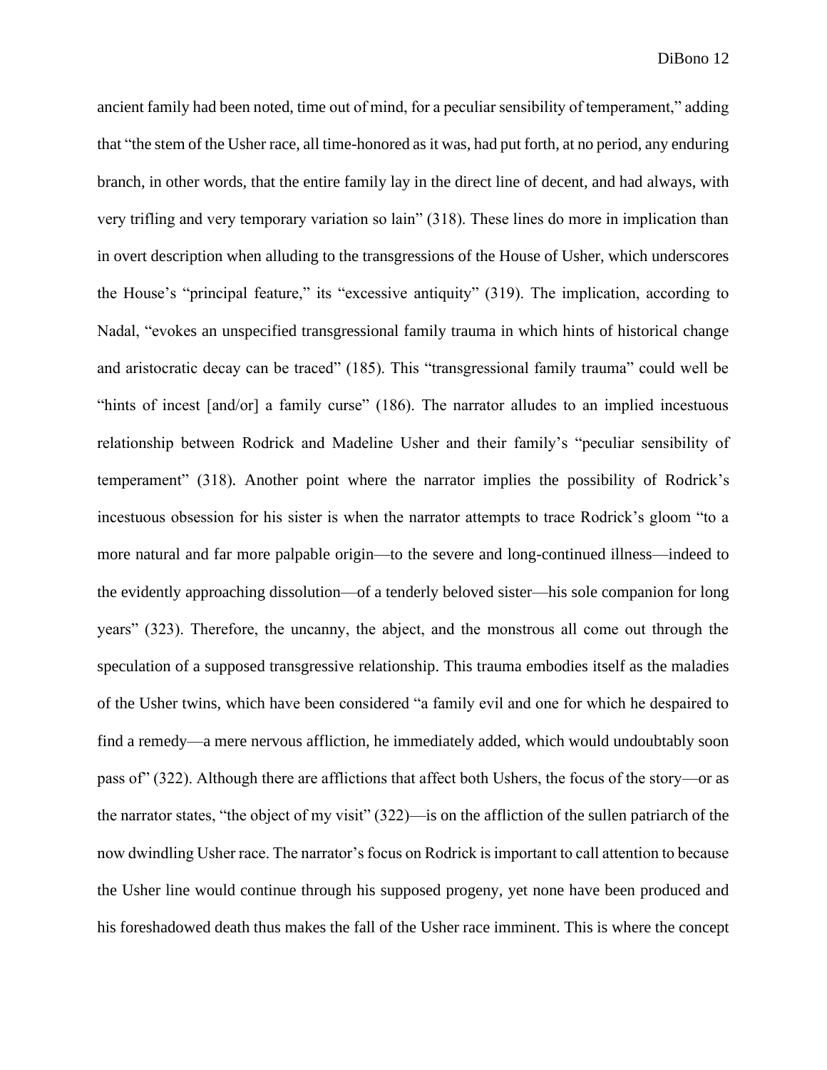ancient family had been noted, time out of mind, for a peculiar sensibility of temperament," adding that "the stem of the Usher race, all time-honored as it was, had put forth, at no period, any enduring branch, in other words, that the entire family lay in the direct line of decent, and had always, with very trifling and very temporary variation so lain" (318). These lines do more in implication than in overt description when alluding to the transgressions of the House of Usher, which underscores the House's "principal feature," its "excessive antiquity" (319). The implication, according to Nadal, "evokes an unspecified transgressional family trauma in which hints of historical change and aristocratic decay can be traced" (185). This "transgressional family trauma" could well be "hints of incest [and/or] a family curse" (186). The narrator alludes to an implied incestuous relationship between Rodrick and Madeline Usher and their family's "peculiar sensibility of temperament" (318). Another point where the narrator implies the possibility of Rodrick's incestuous obsession for his sister is when the narrator attempts to trace Rodrick's gloom "to a more natural and far more palpable origin—to the severe and long-continued illness—indeed to the evidently approaching dissolution—of a tenderly beloved sister—his sole companion for long years" (323). Therefore, the uncanny, the abject, and the monstrous all come out through the speculation of a supposed transgressive relationship. This trauma embodies itself as the maladies of the Usher twins, which have been considered "a family evil and one for which he despaired to find a remedy—a mere nervous affliction, he immediately added, which would undoubtably soon pass of" (322). Although there are afflictions that affect both Ushers, the focus of the story—or as the narrator states, "the object of my visit" (322)—is on the affliction of the sullen patriarch of the now dwindling Usher race. The narrator's focus on Rodrick is important to call attention to because the Usher line would continue through his supposed progeny, yet none have been produced and his foreshadowed death thus makes the fall of the Usher race imminent. This is where the concept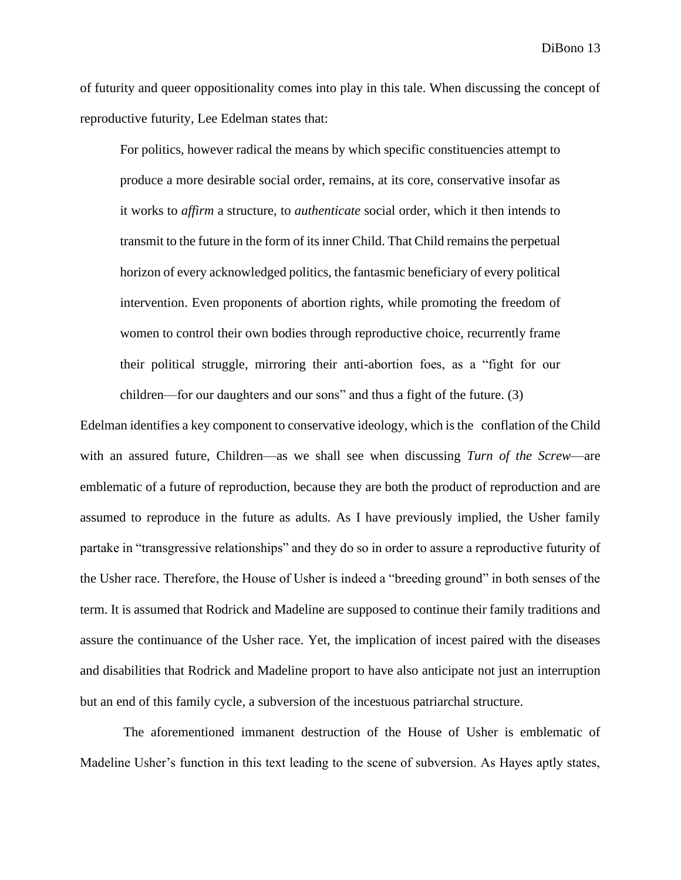of futurity and queer oppositionality comes into play in this tale. When discussing the concept of reproductive futurity, Lee Edelman states that:

> For politics, however radical the means by which specific constituencies attempt to produce a more desirable social order, remains, at its core, conservative insofar as it works to *affirm* a structure, to *authenticate* social order, which it then intends to transmit to the future in the form of its inner Child. That Child remains the perpetual horizon of every acknowledged politics, the fantasmic beneficiary of every political intervention. Even proponents of abortion rights, while promoting the freedom of women to control their own bodies through reproductive choice, recurrently frame their political struggle, mirroring their anti-abortion foes, as a "fight for our children—for our daughters and our sons" and thus a fight of the future. (3)

Edelman identifies a key component to conservative ideology, which is the conflation of the Child with an assured future, Children—as we shall see when discussing *Turn of the Screw*—are emblematic of a future of reproduction, because they are both the product of reproduction and are assumed to reproduce in the future as adults. As I have previously implied, the Usher family partake in "transgressive relationships" and they do so in order to assure a reproductive futurity of the Usher race. Therefore, the House of Usher is indeed a "breeding ground" in both senses of the term. It is assumed that Rodrick and Madeline are supposed to continue their family traditions and assure the continuance of the Usher race. Yet, the implication of incest paired with the diseases and disabilities that Rodrick and Madeline proport to have also anticipate not just an interruption but an end of this family cycle, a subversion of the incestuous patriarchal structure.

The aforementioned immanent destruction of the House of Usher is emblematic of Madeline Usher's function in this text leading to the scene of subversion. As Hayes aptly states,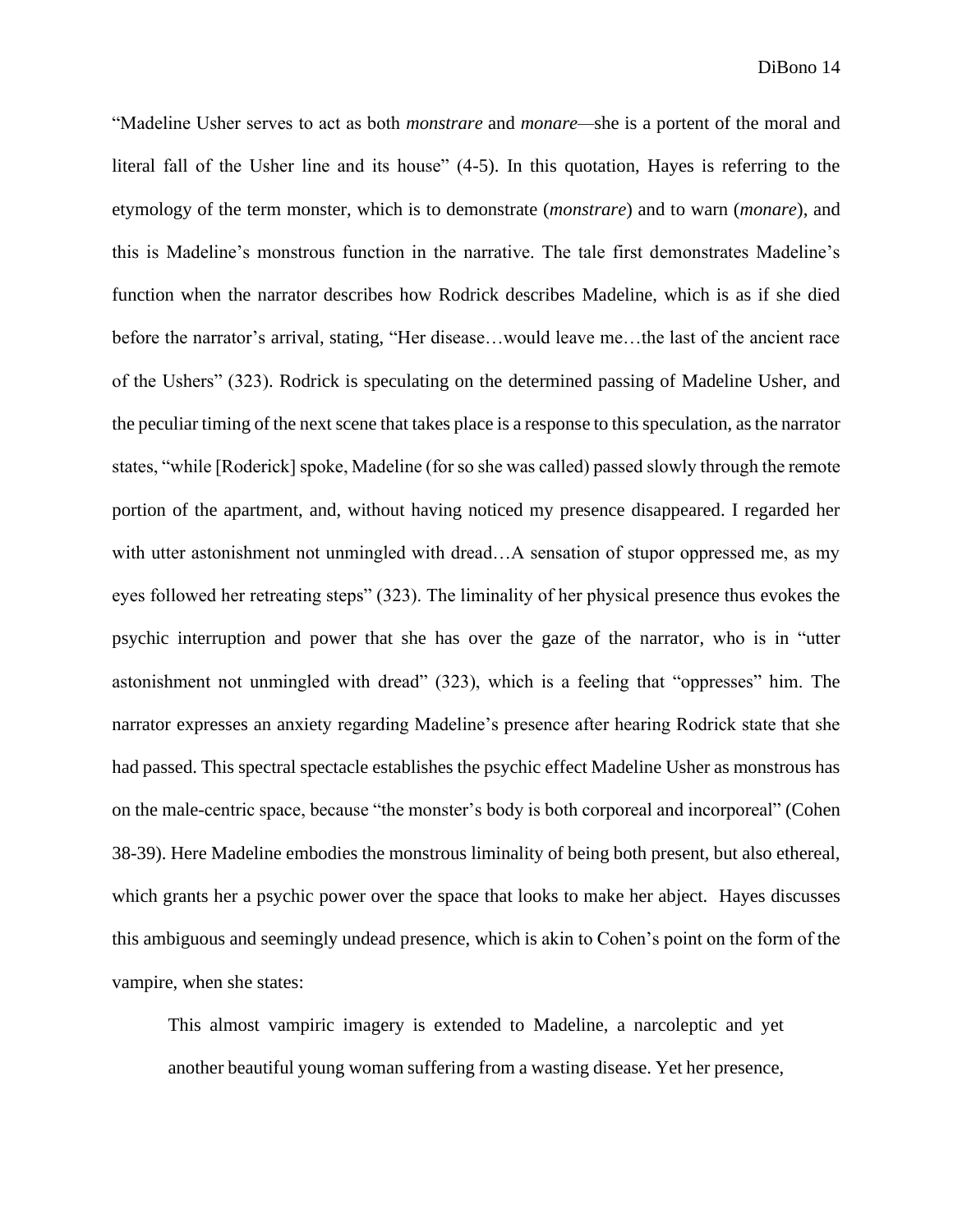"Madeline Usher serves to act as both *monstrare* and *monare*—she is a portent of the moral and literal fall of the Usher line and its house" (4-5). In this quotation, Hayes is referring to the etymology of the term monster, which is to demonstrate (*monstrare*) and to warn (*monare*), and this is Madeline's monstrous function in the narrative. The tale first demonstrates Madeline's function when the narrator describes how Rodrick describes Madeline, which is as if she died before the narrator's arrival, stating, "Her disease…would leave me…the last of the ancient race of the Ushers" (323). Rodrick is speculating on the determined passing of Madeline Usher, and the peculiar timing of the next scene that takes place is a response to this speculation, as the narrator states, "while [Roderick] spoke, Madeline (for so she was called) passed slowly through the remote portion of the apartment, and, without having noticed my presence disappeared. I regarded her with utter astonishment not unmingled with dread…A sensation of stupor oppressed me, as my eyes followed her retreating steps" (323). The liminality of her physical presence thus evokes the psychic interruption and power that she has over the gaze of the narrator, who is in "utter astonishment not unmingled with dread" (323), which is a feeling that "oppresses" him. The narrator expresses an anxiety regarding Madeline's presence after hearing Rodrick state that she had passed. This spectral spectacle establishes the psychic effect Madeline Usher as monstrous has on the male-centric space, because "the monster's body is both corporeal and incorporeal" (Cohen 38-39). Here Madeline embodies the monstrous liminality of being both present, but also ethereal, which grants her a psychic power over the space that looks to make her abject. Hayes discusses this ambiguous and seemingly undead presence, which is akin to Cohen's point on the form of the vampire, when she states:

> This almost vampiric imagery is extended to Madeline, a narcoleptic and yet another beautiful young woman suffering from a wasting disease. Yet her presence,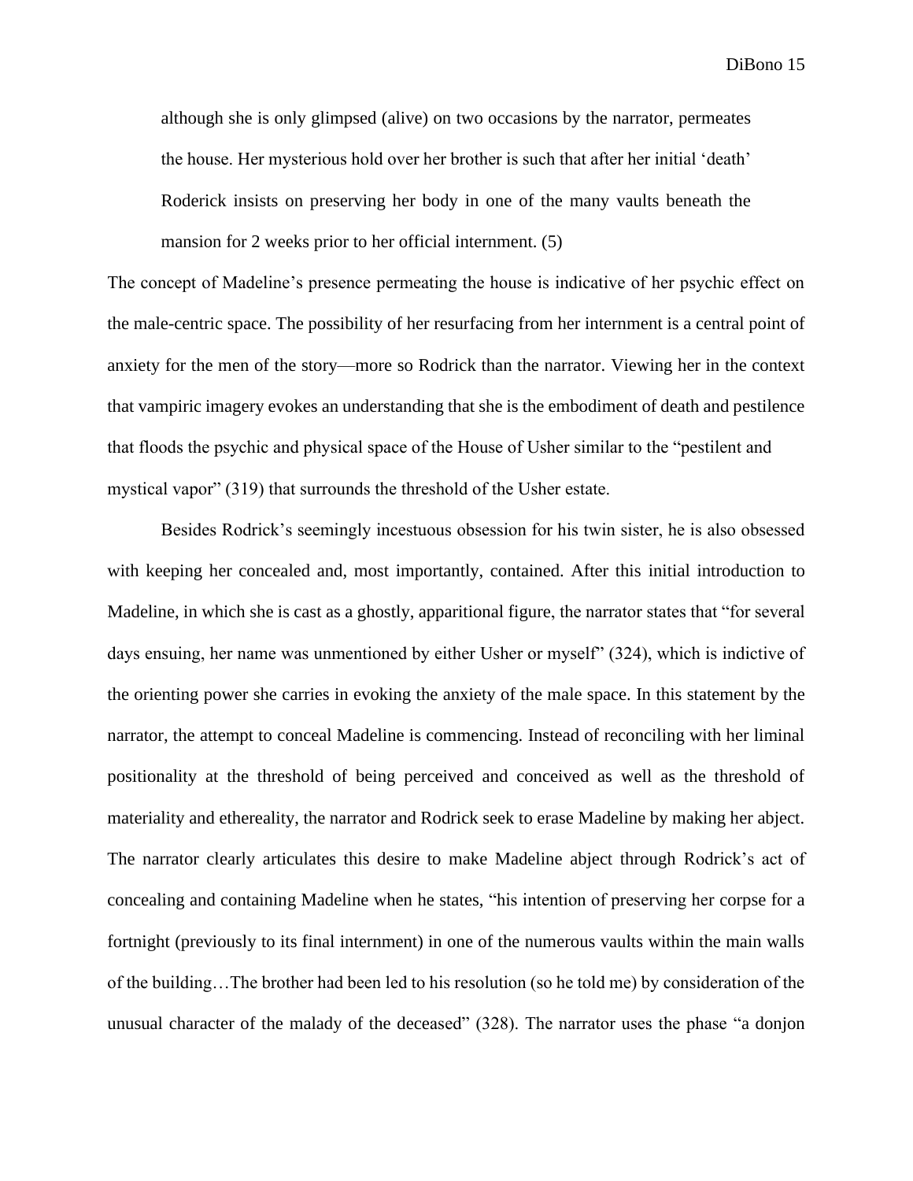> although she is only glimpsed (alive) on two occasions by the narrator, permeates the house. Her mysterious hold over her brother is such that after her initial 'death' Roderick insists on preserving her body in one of the many vaults beneath the mansion for 2 weeks prior to her official internment. (5)

The concept of Madeline's presence permeating the house is indicative of her psychic effect on the male-centric space. The possibility of her resurfacing from her internment is a central point of anxiety for the men of the story—more so Rodrick than the narrator. Viewing her in the context that vampiric imagery evokes an understanding that she is the embodiment of death and pestilence that floods the psychic and physical space of the House of Usher similar to the "pestilent and mystical vapor" (319) that surrounds the threshold of the Usher estate.

Besides Rodrick's seemingly incestuous obsession for his twin sister, he is also obsessed with keeping her concealed and, most importantly, contained. After this initial introduction to Madeline, in which she is cast as a ghostly, apparitional figure, the narrator states that "for several days ensuing, her name was unmentioned by either Usher or myself" (324), which is indictive of the orienting power she carries in evoking the anxiety of the male space. In this statement by the narrator, the attempt to conceal Madeline is commencing. Instead of reconciling with her liminal positionality at the threshold of being perceived and conceived as well as the threshold of materiality and ethereality, the narrator and Rodrick seek to erase Madeline by making her abject. The narrator clearly articulates this desire to make Madeline abject through Rodrick's act of concealing and containing Madeline when he states, "his intention of preserving her corpse for a fortnight (previously to its final internment) in one of the numerous vaults within the main walls of the building…The brother had been led to his resolution (so he told me) by consideration of the unusual character of the malady of the deceased" (328). The narrator uses the phase "a donjon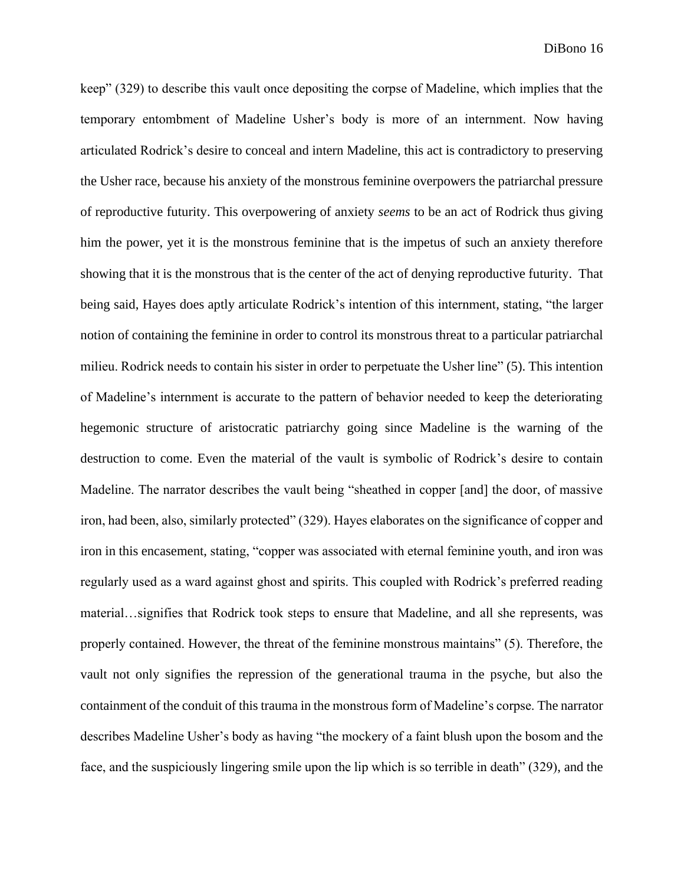keep" (329) to describe this vault once depositing the corpse of Madeline, which implies that the temporary entombment of Madeline Usher's body is more of an internment. Now having articulated Rodrick's desire to conceal and intern Madeline, this act is contradictory to preserving the Usher race, because his anxiety of the monstrous feminine overpowers the patriarchal pressure of reproductive futurity. This overpowering of anxiety *seems* to be an act of Rodrick thus giving him the power, yet it is the monstrous feminine that is the impetus of such an anxiety therefore showing that it is the monstrous that is the center of the act of denying reproductive futurity. That being said, Hayes does aptly articulate Rodrick's intention of this internment, stating, "the larger notion of containing the feminine in order to control its monstrous threat to a particular patriarchal milieu. Rodrick needs to contain his sister in order to perpetuate the Usher line" (5). This intention of Madeline's internment is accurate to the pattern of behavior needed to keep the deteriorating hegemonic structure of aristocratic patriarchy going since Madeline is the warning of the destruction to come. Even the material of the vault is symbolic of Rodrick's desire to contain Madeline. The narrator describes the vault being "sheathed in copper [and] the door, of massive iron, had been, also, similarly protected" (329). Hayes elaborates on the significance of copper and iron in this encasement, stating, "copper was associated with eternal feminine youth, and iron was regularly used as a ward against ghost and spirits. This coupled with Rodrick's preferred reading material…signifies that Rodrick took steps to ensure that Madeline, and all she represents, was properly contained. However, the threat of the feminine monstrous maintains" (5). Therefore, the vault not only signifies the repression of the generational trauma in the psyche, but also the containment of the conduit of this trauma in the monstrous form of Madeline's corpse. The narrator describes Madeline Usher's body as having "the mockery of a faint blush upon the bosom and the face, and the suspiciously lingering smile upon the lip which is so terrible in death" (329), and the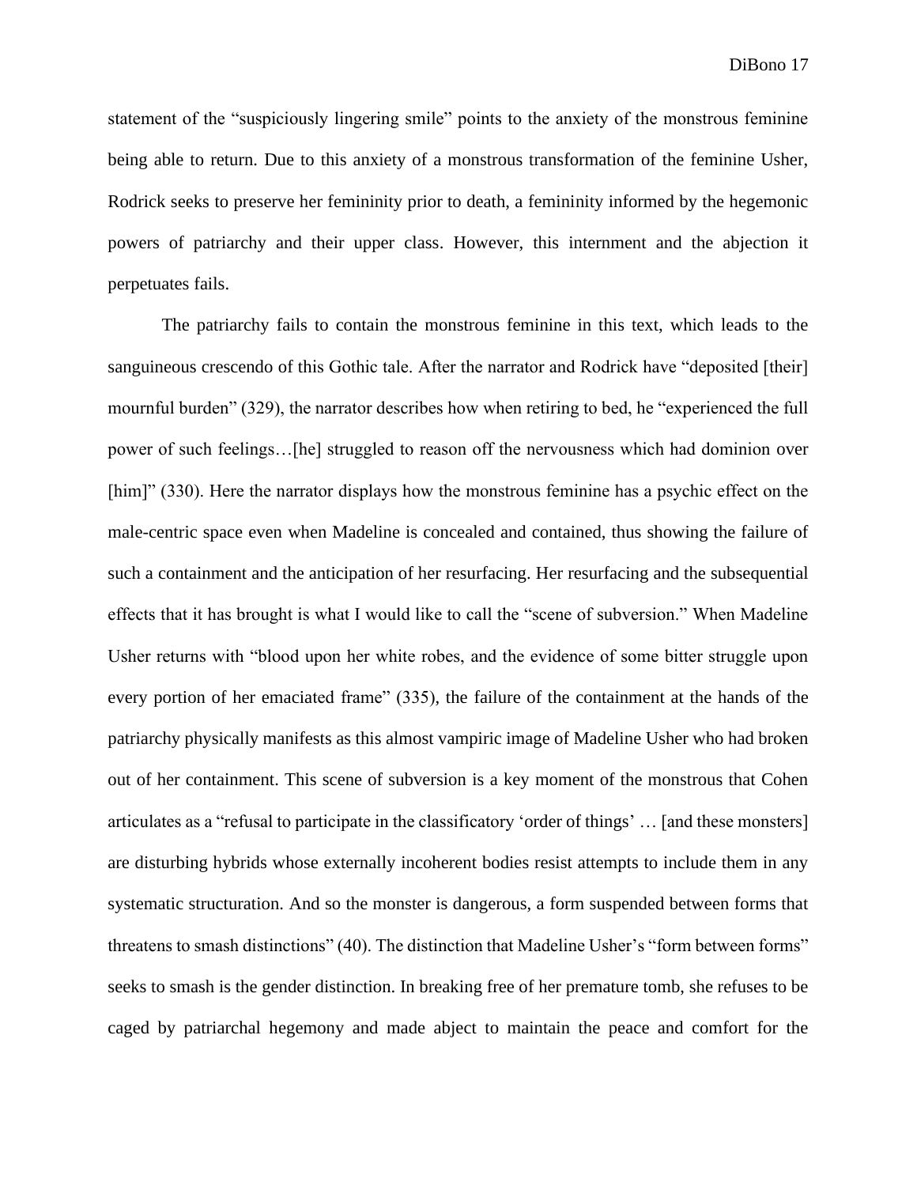statement of the "suspiciously lingering smile" points to the anxiety of the monstrous feminine being able to return. Due to this anxiety of a monstrous transformation of the feminine Usher, Rodrick seeks to preserve her femininity prior to death, a femininity informed by the hegemonic powers of patriarchy and their upper class. However, this internment and the abjection it perpetuates fails.

The patriarchy fails to contain the monstrous feminine in this text, which leads to the sanguineous crescendo of this Gothic tale. After the narrator and Rodrick have "deposited [their] mournful burden" (329), the narrator describes how when retiring to bed, he "experienced the full power of such feelings…[he] struggled to reason off the nervousness which had dominion over [him]" (330). Here the narrator displays how the monstrous feminine has a psychic effect on the male-centric space even when Madeline is concealed and contained, thus showing the failure of such a containment and the anticipation of her resurfacing. Her resurfacing and the subsequential effects that it has brought is what I would like to call the "scene of subversion." When Madeline Usher returns with "blood upon her white robes, and the evidence of some bitter struggle upon every portion of her emaciated frame" (335), the failure of the containment at the hands of the patriarchy physically manifests as this almost vampiric image of Madeline Usher who had broken out of her containment. This scene of subversion is a key moment of the monstrous that Cohen articulates as a "refusal to participate in the classificatory 'order of things' … [and these monsters] are disturbing hybrids whose externally incoherent bodies resist attempts to include them in any systematic structuration. And so the monster is dangerous, a form suspended between forms that threatens to smash distinctions" (40). The distinction that Madeline Usher's "form between forms" seeks to smash is the gender distinction. In breaking free of her premature tomb, she refuses to be caged by patriarchal hegemony and made abject to maintain the peace and comfort for the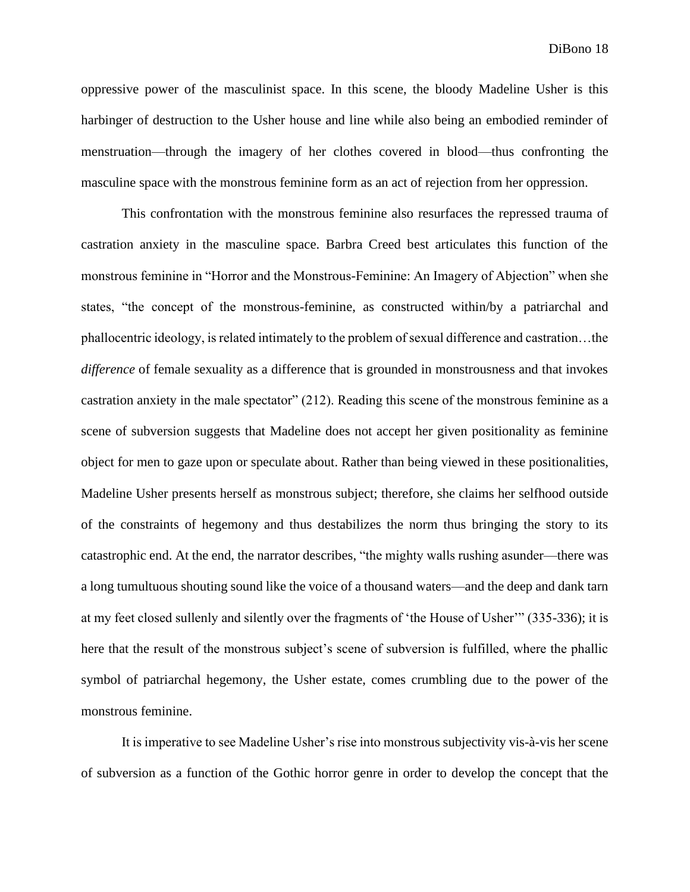oppressive power of the masculinist space. In this scene, the bloody Madeline Usher is this harbinger of destruction to the Usher house and line while also being an embodied reminder of menstruation—through the imagery of her clothes covered in blood—thus confronting the masculine space with the monstrous feminine form as an act of rejection from her oppression.

This confrontation with the monstrous feminine also resurfaces the repressed trauma of castration anxiety in the masculine space. Barbra Creed best articulates this function of the monstrous feminine in "Horror and the Monstrous-Feminine: An Imagery of Abjection" when she states, "the concept of the monstrous-feminine, as constructed within/by a patriarchal and phallocentric ideology, is related intimately to the problem of sexual difference and castration…the *difference* of female sexuality as a difference that is grounded in monstrousness and that invokes castration anxiety in the male spectator" (212). Reading this scene of the monstrous feminine as a scene of subversion suggests that Madeline does not accept her given positionality as feminine object for men to gaze upon or speculate about. Rather than being viewed in these positionalities, Madeline Usher presents herself as monstrous subject; therefore, she claims her selfhood outside of the constraints of hegemony and thus destabilizes the norm thus bringing the story to its catastrophic end. At the end, the narrator describes, "the mighty walls rushing asunder—there was a long tumultuous shouting sound like the voice of a thousand waters—and the deep and dank tarn at my feet closed sullenly and silently over the fragments of 'the House of Usher'" (335-336); it is here that the result of the monstrous subject's scene of subversion is fulfilled, where the phallic symbol of patriarchal hegemony, the Usher estate, comes crumbling due to the power of the monstrous feminine.

It is imperative to see Madeline Usher's rise into monstrous subjectivity vis-à-vis her scene of subversion as a function of the Gothic horror genre in order to develop the concept that the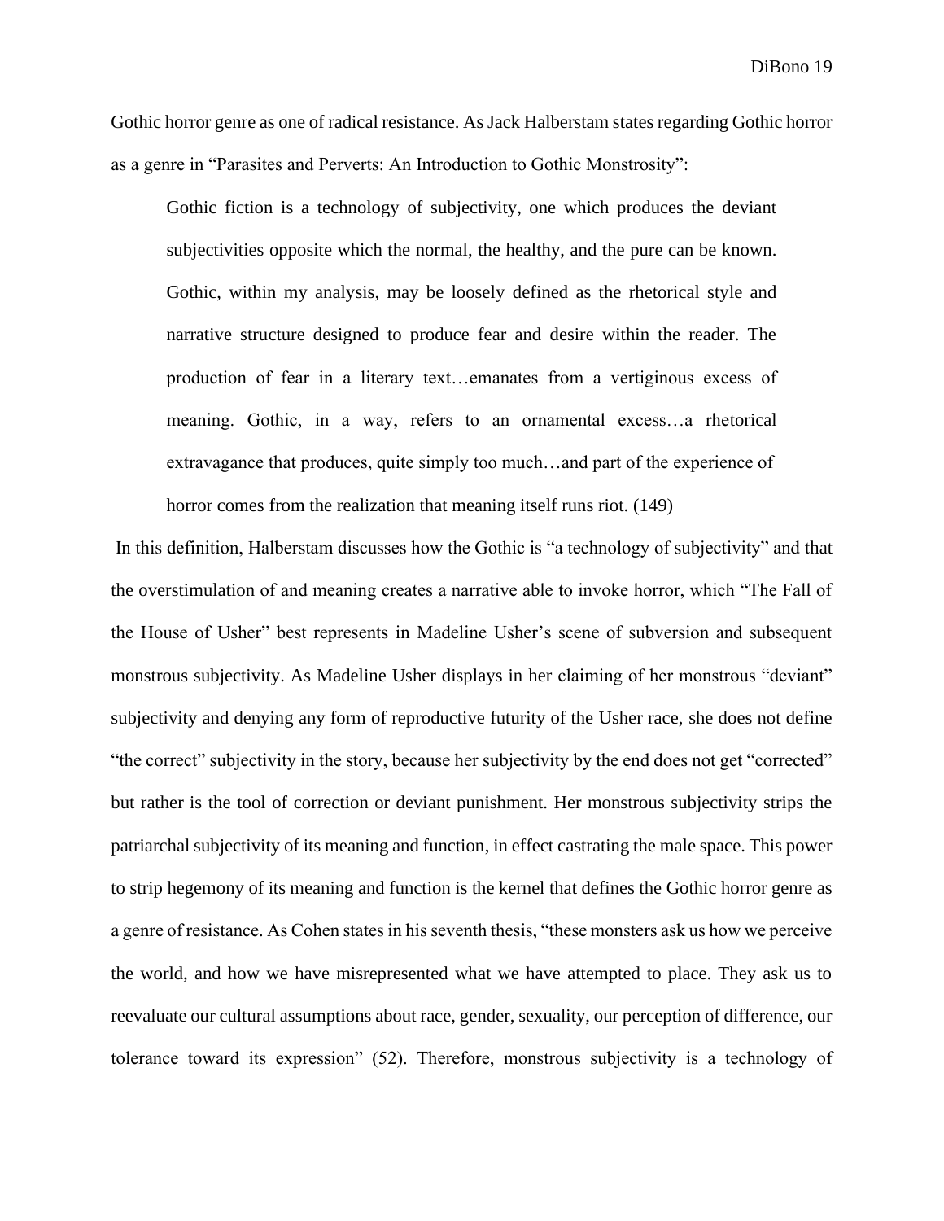Gothic horror genre as one of radical resistance. As Jack Halberstam states regarding Gothic horror as a genre in "Parasites and Perverts: An Introduction to Gothic Monstrosity":

> Gothic fiction is a technology of subjectivity, one which produces the deviant subjectivities opposite which the normal, the healthy, and the pure can be known. Gothic, within my analysis, may be loosely defined as the rhetorical style and narrative structure designed to produce fear and desire within the reader. The production of fear in a literary text…emanates from a vertiginous excess of meaning. Gothic, in a way, refers to an ornamental excess…a rhetorical extravagance that produces, quite simply too much…and part of the experience of horror comes from the realization that meaning itself runs riot. (149)

In this definition, Halberstam discusses how the Gothic is "a technology of subjectivity" and that the overstimulation of and meaning creates a narrative able to invoke horror, which "The Fall of the House of Usher" best represents in Madeline Usher's scene of subversion and subsequent monstrous subjectivity. As Madeline Usher displays in her claiming of her monstrous "deviant" subjectivity and denying any form of reproductive futurity of the Usher race, she does not define "the correct" subjectivity in the story, because her subjectivity by the end does not get "corrected" but rather is the tool of correction or deviant punishment. Her monstrous subjectivity strips the patriarchal subjectivity of its meaning and function, in effect castrating the male space. This power to strip hegemony of its meaning and function is the kernel that defines the Gothic horror genre as a genre of resistance. As Cohen states in his seventh thesis, "these monsters ask us how we perceive the world, and how we have misrepresented what we have attempted to place. They ask us to reevaluate our cultural assumptions about race, gender, sexuality, our perception of difference, our tolerance toward its expression" (52). Therefore, monstrous subjectivity is a technology of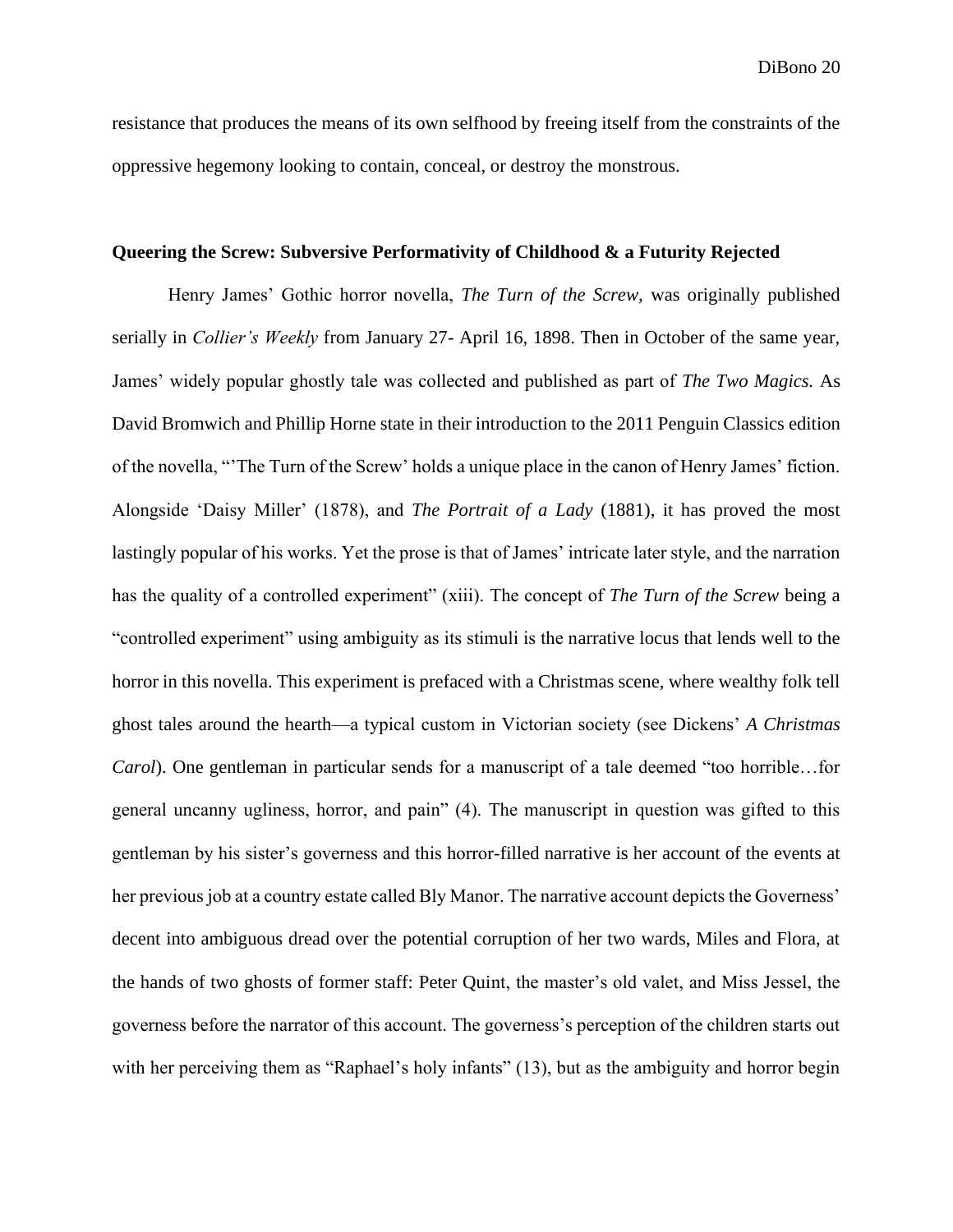resistance that produces the means of its own selfhood by freeing itself from the constraints of the oppressive hegemony looking to contain, conceal, or destroy the monstrous.

**Queering the Screw: Subversive Performativity of Childhood & a Futurity Rejected**

Henry James' Gothic horror novella, *The Turn of the Screw,* was originally published serially in *Collier's Weekly* from January 27- April 16, 1898. Then in October of the same year, James' widely popular ghostly tale was collected and published as part of *The Two Magics.* As David Bromwich and Phillip Horne state in their introduction to the 2011 Penguin Classics edition of the novella, "'The Turn of the Screw' holds a unique place in the canon of Henry James' fiction. Alongside 'Daisy Miller' (1878), and *The Portrait of a Lady* (1881), it has proved the most lastingly popular of his works. Yet the prose is that of James' intricate later style, and the narration has the quality of a controlled experiment" (xiii). The concept of *The Turn of the Screw* being a "controlled experiment" using ambiguity as its stimuli is the narrative locus that lends well to the horror in this novella. This experiment is prefaced with a Christmas scene, where wealthy folk tell ghost tales around the hearth—a typical custom in Victorian society (see Dickens' *A Christmas Carol*). One gentleman in particular sends for a manuscript of a tale deemed "too horrible…for general uncanny ugliness, horror, and pain" (4). The manuscript in question was gifted to this gentleman by his sister's governess and this horror-filled narrative is her account of the events at her previous job at a country estate called Bly Manor. The narrative account depicts the Governess' decent into ambiguous dread over the potential corruption of her two wards, Miles and Flora, at the hands of two ghosts of former staff: Peter Quint, the master's old valet, and Miss Jessel, the governess before the narrator of this account. The governess's perception of the children starts out with her perceiving them as "Raphael's holy infants" (13), but as the ambiguity and horror begin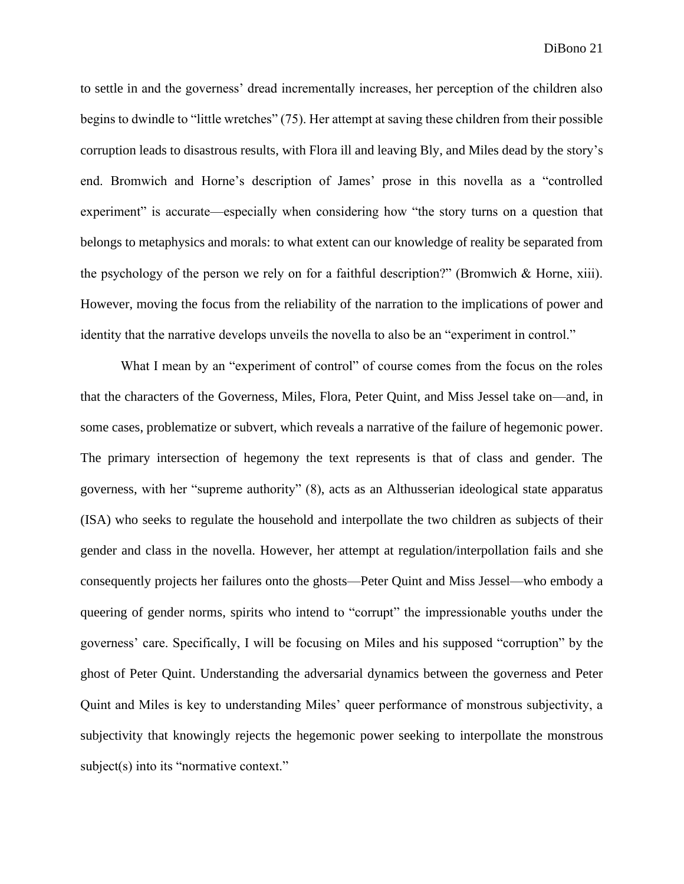to settle in and the governess' dread incrementally increases, her perception of the children also begins to dwindle to "little wretches" (75). Her attempt at saving these children from their possible corruption leads to disastrous results, with Flora ill and leaving Bly, and Miles dead by the story's end. Bromwich and Horne's description of James' prose in this novella as a "controlled experiment" is accurate—especially when considering how "the story turns on a question that belongs to metaphysics and morals: to what extent can our knowledge of reality be separated from the psychology of the person we rely on for a faithful description?" (Bromwich & Horne, xiii). However, moving the focus from the reliability of the narration to the implications of power and identity that the narrative develops unveils the novella to also be an "experiment in control."

What I mean by an "experiment of control" of course comes from the focus on the roles that the characters of the Governess, Miles, Flora, Peter Quint, and Miss Jessel take on—and, in some cases, problematize or subvert, which reveals a narrative of the failure of hegemonic power. The primary intersection of hegemony the text represents is that of class and gender. The governess, with her "supreme authority" (8), acts as an Althusserian ideological state apparatus (ISA) who seeks to regulate the household and interpollate the two children as subjects of their gender and class in the novella. However, her attempt at regulation/interpollation fails and she consequently projects her failures onto the ghosts—Peter Quint and Miss Jessel—who embody a queering of gender norms, spirits who intend to "corrupt" the impressionable youths under the governess' care. Specifically, I will be focusing on Miles and his supposed "corruption" by the ghost of Peter Quint. Understanding the adversarial dynamics between the governess and Peter Quint and Miles is key to understanding Miles' queer performance of monstrous subjectivity, a subjectivity that knowingly rejects the hegemonic power seeking to interpollate the monstrous subject(s) into its "normative context."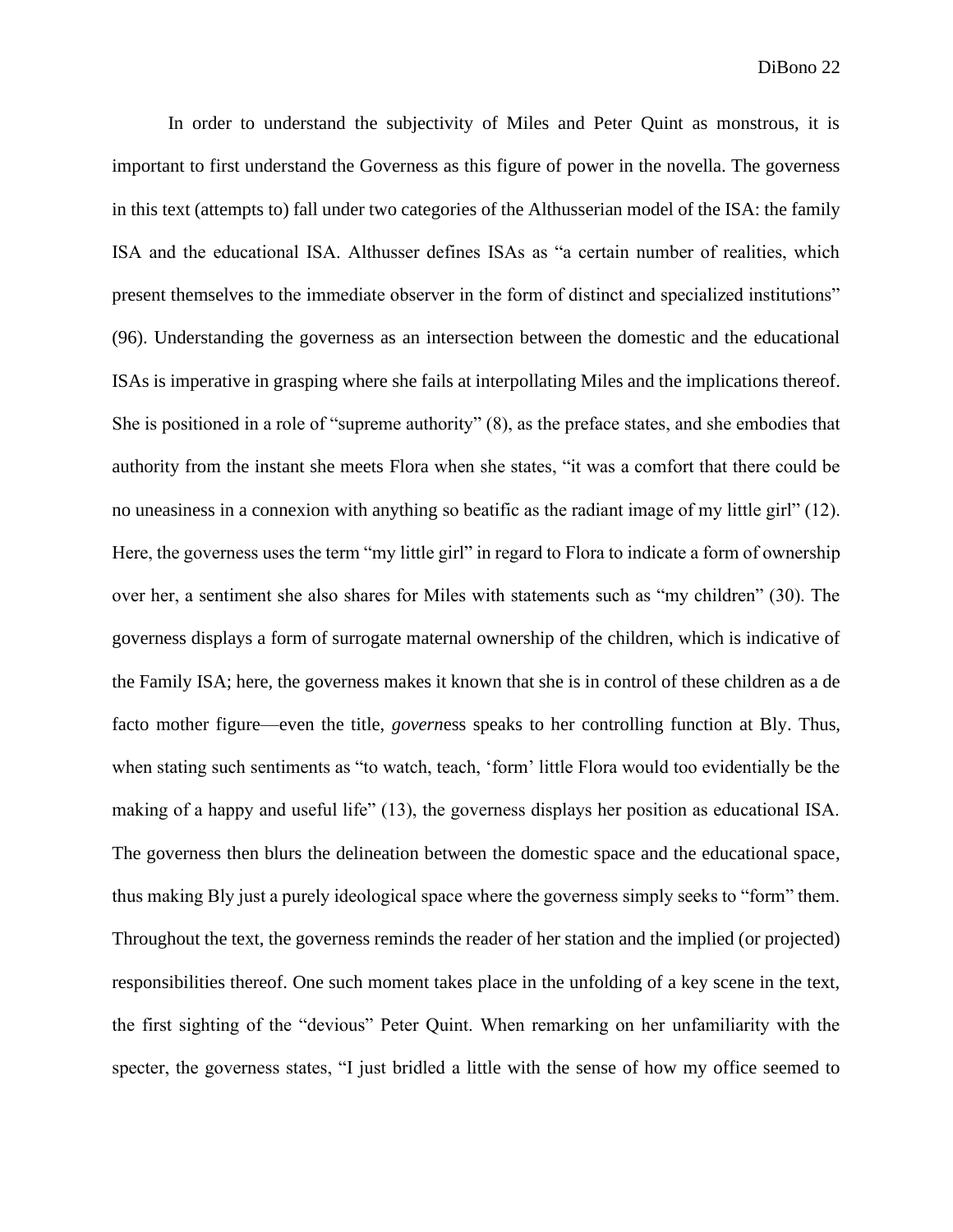In order to understand the subjectivity of Miles and Peter Quint as monstrous, it is important to first understand the Governess as this figure of power in the novella. The governess in this text (attempts to) fall under two categories of the Althusserian model of the ISA: the family ISA and the educational ISA. Althusser defines ISAs as "a certain number of realities, which present themselves to the immediate observer in the form of distinct and specialized institutions" (96). Understanding the governess as an intersection between the domestic and the educational ISAs is imperative in grasping where she fails at interpollating Miles and the implications thereof. She is positioned in a role of "supreme authority" (8), as the preface states, and she embodies that authority from the instant she meets Flora when she states, "it was a comfort that there could be no uneasiness in a connexion with anything so beatific as the radiant image of my little girl" (12). Here, the governess uses the term "my little girl" in regard to Flora to indicate a form of ownership over her, a sentiment she also shares for Miles with statements such as "my children" (30). The governess displays a form of surrogate maternal ownership of the children, which is indicative of the Family ISA; here, the governess makes it known that she is in control of these children as a de facto mother figure—even the title, *govern*ess speaks to her controlling function at Bly. Thus, when stating such sentiments as "to watch, teach, 'form' little Flora would too evidentially be the making of a happy and useful life" (13), the governess displays her position as educational ISA. The governess then blurs the delineation between the domestic space and the educational space, thus making Bly just a purely ideological space where the governess simply seeks to "form" them. Throughout the text, the governess reminds the reader of her station and the implied (or projected) responsibilities thereof. One such moment takes place in the unfolding of a key scene in the text, the first sighting of the "devious" Peter Quint. When remarking on her unfamiliarity with the specter, the governess states, "I just bridled a little with the sense of how my office seemed to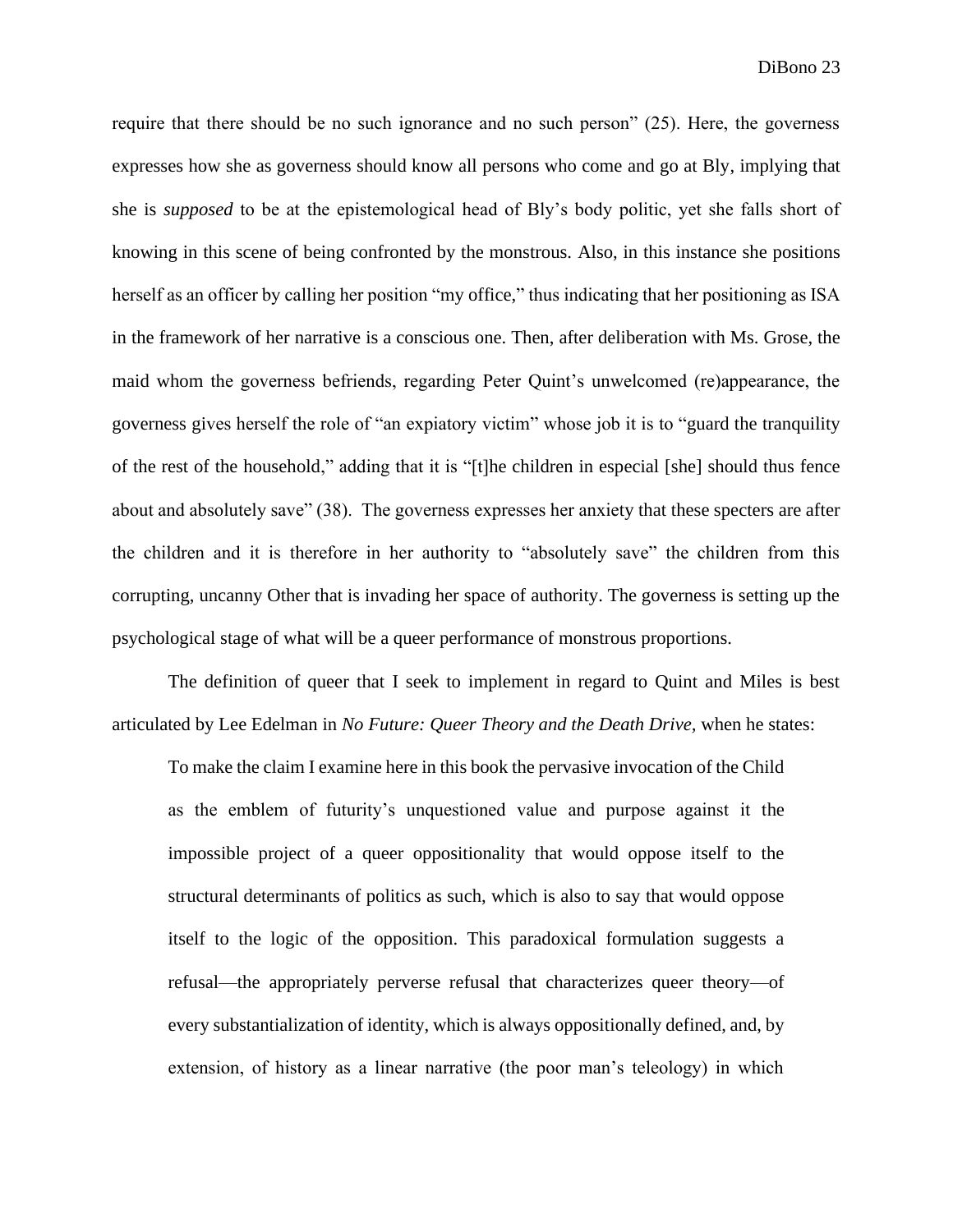require that there should be no such ignorance and no such person" (25). Here, the governess expresses how she as governess should know all persons who come and go at Bly, implying that she is *supposed* to be at the epistemological head of Bly's body politic, yet she falls short of knowing in this scene of being confronted by the monstrous. Also, in this instance she positions herself as an officer by calling her position "my office," thus indicating that her positioning as ISA in the framework of her narrative is a conscious one. Then, after deliberation with Ms. Grose, the maid whom the governess befriends, regarding Peter Quint's unwelcomed (re)appearance, the governess gives herself the role of "an expiatory victim" whose job it is to "guard the tranquility of the rest of the household," adding that it is "[t]he children in especial [she] should thus fence about and absolutely save" (38). The governess expresses her anxiety that these specters are after the children and it is therefore in her authority to "absolutely save" the children from this corrupting, uncanny Other that is invading her space of authority. The governess is setting up the psychological stage of what will be a queer performance of monstrous proportions.

The definition of queer that I seek to implement in regard to Quint and Miles is best articulated by Lee Edelman in *No Future: Queer Theory and the Death Drive,* when he states:

> To make the claim I examine here in this book the pervasive invocation of the Child as the emblem of futurity's unquestioned value and purpose against it the impossible project of a queer oppositionality that would oppose itself to the structural determinants of politics as such, which is also to say that would oppose itself to the logic of the opposition. This paradoxical formulation suggests a refusal—the appropriately perverse refusal that characterizes queer theory—of every substantialization of identity, which is always oppositionally defined, and, by extension, of history as a linear narrative (the poor man's teleology) in which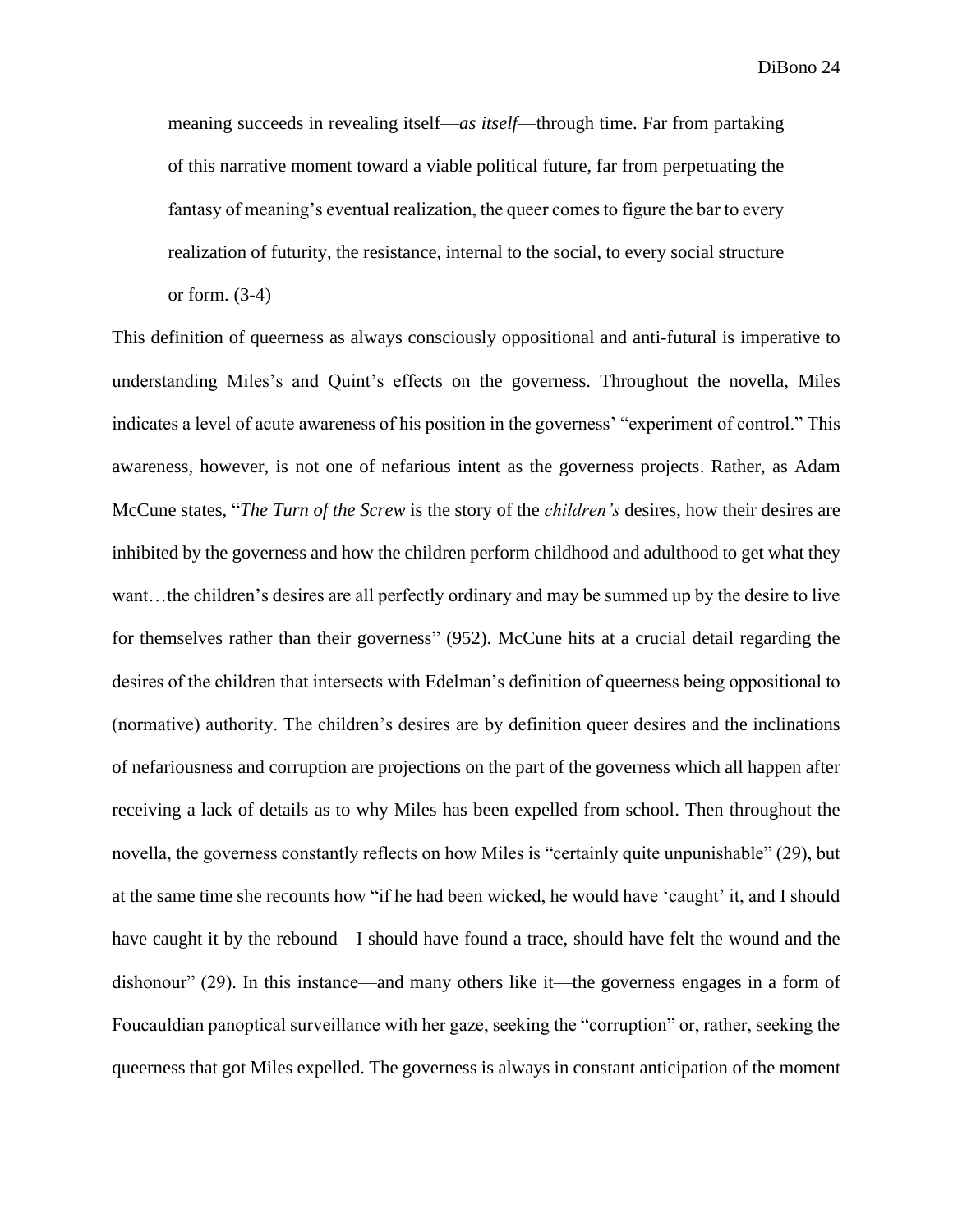> meaning succeeds in revealing itself—*as itself*—through time. Far from partaking of this narrative moment toward a viable political future, far from perpetuating the fantasy of meaning's eventual realization, the queer comes to figure the bar to every realization of futurity, the resistance, internal to the social, to every social structure or form. (3-4)

This definition of queerness as always consciously oppositional and anti-futural is imperative to understanding Miles's and Quint's effects on the governess. Throughout the novella, Miles indicates a level of acute awareness of his position in the governess' "experiment of control." This awareness, however, is not one of nefarious intent as the governess projects. Rather, as Adam McCune states, "*The Turn of the Screw* is the story of the *children's* desires, how their desires are inhibited by the governess and how the children perform childhood and adulthood to get what they want…the children's desires are all perfectly ordinary and may be summed up by the desire to live for themselves rather than their governess" (952). McCune hits at a crucial detail regarding the desires of the children that intersects with Edelman's definition of queerness being oppositional to (normative) authority. The children's desires are by definition queer desires and the inclinations of nefariousness and corruption are projections on the part of the governess which all happen after receiving a lack of details as to why Miles has been expelled from school. Then throughout the novella, the governess constantly reflects on how Miles is "certainly quite unpunishable" (29), but at the same time she recounts how "if he had been wicked, he would have 'caught' it, and I should have caught it by the rebound—I should have found a trace, should have felt the wound and the dishonour" (29). In this instance—and many others like it—the governess engages in a form of Foucauldian panoptical surveillance with her gaze, seeking the "corruption" or, rather, seeking the queerness that got Miles expelled. The governess is always in constant anticipation of the moment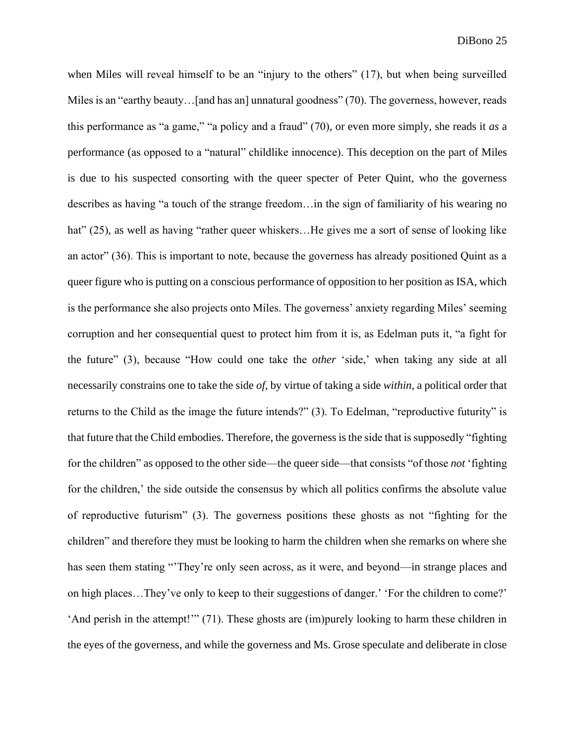when Miles will reveal himself to be an "injury to the others" (17), but when being surveilled Miles is an "earthy beauty…[and has an] unnatural goodness" (70). The governess, however, reads this performance as "a game," "a policy and a fraud" (70), or even more simply, she reads it *as* a performance (as opposed to a "natural" childlike innocence). This deception on the part of Miles is due to his suspected consorting with the queer specter of Peter Quint, who the governess describes as having "a touch of the strange freedom…in the sign of familiarity of his wearing no hat" (25), as well as having "rather queer whiskers…He gives me a sort of sense of looking like an actor" (36). This is important to note, because the governess has already positioned Quint as a queer figure who is putting on a conscious performance of opposition to her position as ISA, which is the performance she also projects onto Miles. The governess' anxiety regarding Miles' seeming corruption and her consequential quest to protect him from it is, as Edelman puts it, "a fight for the future" (3), because "How could one take the *other* 'side,' when taking any side at all necessarily constrains one to take the side *of*, by virtue of taking a side *within*, a political order that returns to the Child as the image the future intends?" (3). To Edelman, "reproductive futurity" is that future that the Child embodies. Therefore, the governess is the side that is supposedly "fighting for the children" as opposed to the other side—the queer side—that consists "of those *not* 'fighting for the children,' the side outside the consensus by which all politics confirms the absolute value of reproductive futurism" (3). The governess positions these ghosts as not "fighting for the children" and therefore they must be looking to harm the children when she remarks on where she has seen them stating "'They're only seen across, as it were, and beyond—in strange places and on high places…They've only to keep to their suggestions of danger.' 'For the children to come?' 'And perish in the attempt!'" (71). These ghosts are (im)purely looking to harm these children in the eyes of the governess, and while the governess and Ms. Grose speculate and deliberate in close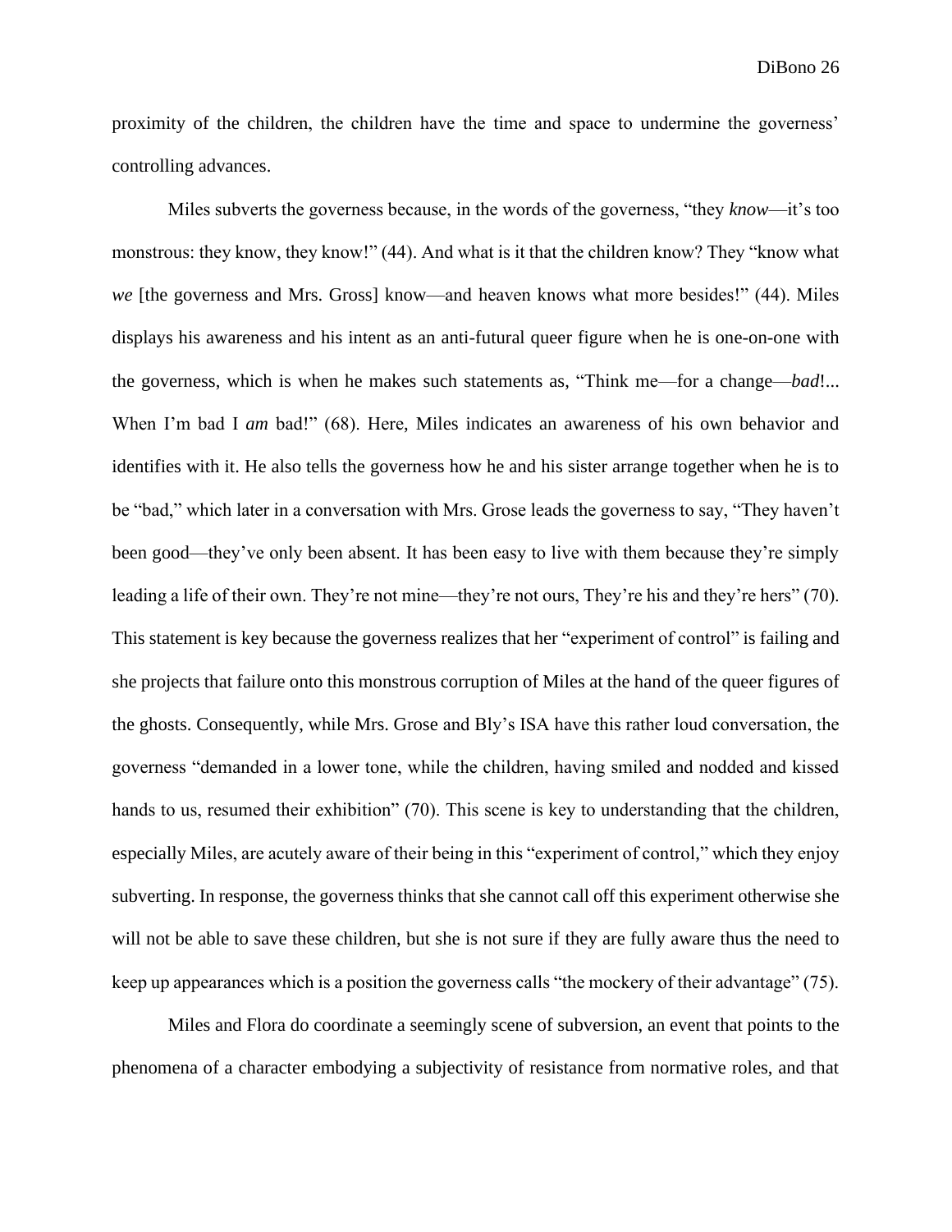proximity of the children, the children have the time and space to undermine the governess' controlling advances.

Miles subverts the governess because, in the words of the governess, "they *know*—it's too monstrous: they know, they know!" (44). And what is it that the children know? They "know what *we* [the governess and Mrs. Gross] know—and heaven knows what more besides!" (44). Miles displays his awareness and his intent as an anti-futural queer figure when he is one-on-one with the governess, which is when he makes such statements as, "Think me—for a change—*bad*!... When I'm bad I *am* bad!" (68). Here, Miles indicates an awareness of his own behavior and identifies with it. He also tells the governess how he and his sister arrange together when he is to be "bad," which later in a conversation with Mrs. Grose leads the governess to say, "They haven't been good—they've only been absent. It has been easy to live with them because they're simply leading a life of their own. They're not mine—they're not ours, They're his and they're hers" (70). This statement is key because the governess realizes that her "experiment of control" is failing and she projects that failure onto this monstrous corruption of Miles at the hand of the queer figures of the ghosts. Consequently, while Mrs. Grose and Bly's ISA have this rather loud conversation, the governess "demanded in a lower tone, while the children, having smiled and nodded and kissed hands to us, resumed their exhibition" (70). This scene is key to understanding that the children, especially Miles, are acutely aware of their being in this "experiment of control," which they enjoy subverting. In response, the governess thinks that she cannot call off this experiment otherwise she will not be able to save these children, but she is not sure if they are fully aware thus the need to keep up appearances which is a position the governess calls "the mockery of their advantage" (75).

Miles and Flora do coordinate a seemingly scene of subversion, an event that points to the phenomena of a character embodying a subjectivity of resistance from normative roles, and that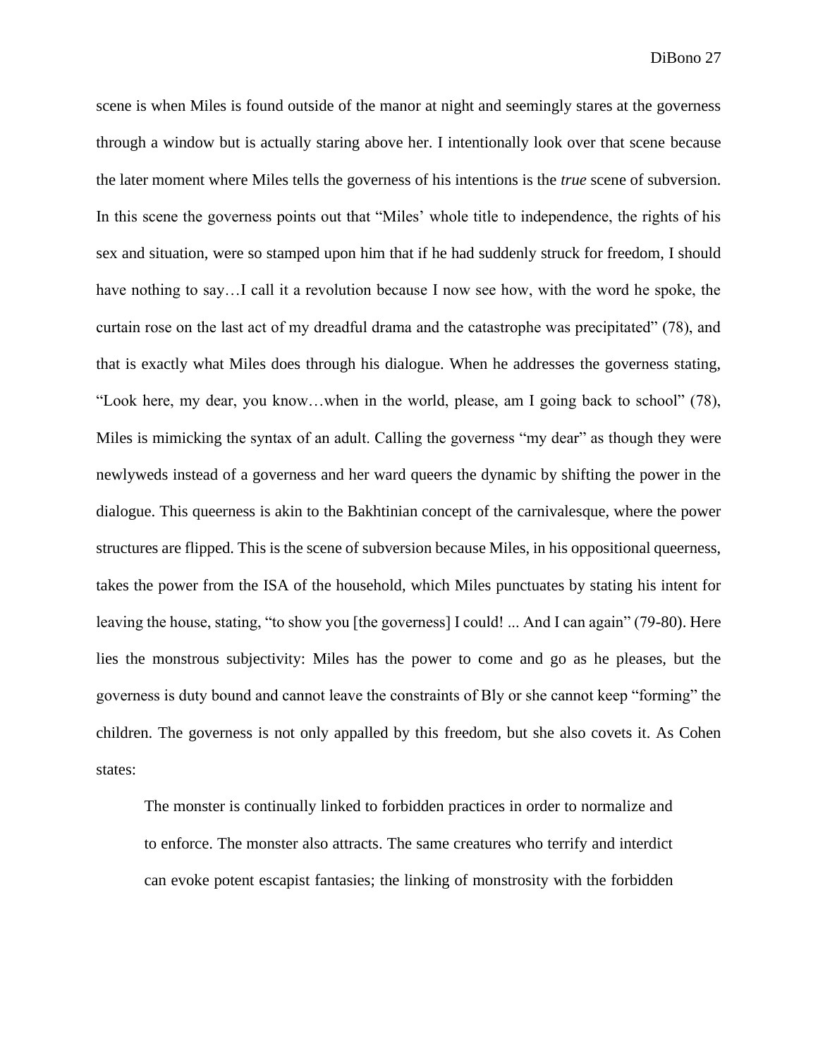scene is when Miles is found outside of the manor at night and seemingly stares at the governess through a window but is actually staring above her. I intentionally look over that scene because the later moment where Miles tells the governess of his intentions is the *true* scene of subversion. In this scene the governess points out that "Miles' whole title to independence, the rights of his sex and situation, were so stamped upon him that if he had suddenly struck for freedom, I should have nothing to say…I call it a revolution because I now see how, with the word he spoke, the curtain rose on the last act of my dreadful drama and the catastrophe was precipitated" (78), and that is exactly what Miles does through his dialogue. When he addresses the governess stating, "Look here, my dear, you know…when in the world, please, am I going back to school" (78), Miles is mimicking the syntax of an adult. Calling the governess "my dear" as though they were newlyweds instead of a governess and her ward queers the dynamic by shifting the power in the dialogue. This queerness is akin to the Bakhtinian concept of the carnivalesque, where the power structures are flipped. This is the scene of subversion because Miles, in his oppositional queerness, takes the power from the ISA of the household, which Miles punctuates by stating his intent for leaving the house, stating, "to show you [the governess] I could! ... And I can again" (79-80). Here lies the monstrous subjectivity: Miles has the power to come and go as he pleases, but the governess is duty bound and cannot leave the constraints of Bly or she cannot keep "forming" the children. The governess is not only appalled by this freedom, but she also covets it. As Cohen states:

> The monster is continually linked to forbidden practices in order to normalize and to enforce. The monster also attracts. The same creatures who terrify and interdict can evoke potent escapist fantasies; the linking of monstrosity with the forbidden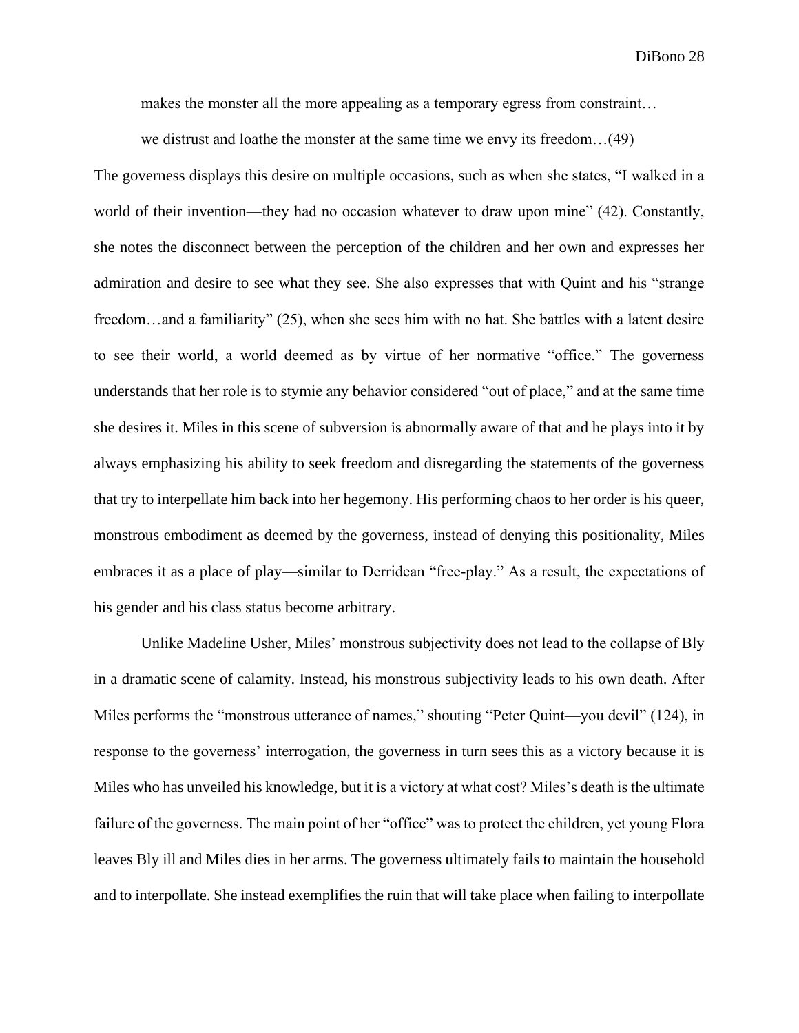> makes the monster all the more appealing as a temporary egress from constraint…
>
> we distrust and loathe the monster at the same time we envy its freedom…(49)

The governess displays this desire on multiple occasions, such as when she states, "I walked in a world of their invention—they had no occasion whatever to draw upon mine" (42). Constantly, she notes the disconnect between the perception of the children and her own and expresses her admiration and desire to see what they see. She also expresses that with Quint and his "strange freedom…and a familiarity" (25), when she sees him with no hat. She battles with a latent desire to see their world, a world deemed as by virtue of her normative "office." The governess understands that her role is to stymie any behavior considered "out of place," and at the same time she desires it. Miles in this scene of subversion is abnormally aware of that and he plays into it by always emphasizing his ability to seek freedom and disregarding the statements of the governess that try to interpellate him back into her hegemony. His performing chaos to her order is his queer, monstrous embodiment as deemed by the governess, instead of denying this positionality, Miles embraces it as a place of play—similar to Derridean "free-play." As a result, the expectations of his gender and his class status become arbitrary.

Unlike Madeline Usher, Miles' monstrous subjectivity does not lead to the collapse of Bly in a dramatic scene of calamity. Instead, his monstrous subjectivity leads to his own death. After Miles performs the "monstrous utterance of names," shouting "Peter Quint—you devil" (124), in response to the governess' interrogation, the governess in turn sees this as a victory because it is Miles who has unveiled his knowledge, but it is a victory at what cost? Miles's death is the ultimate failure of the governess. The main point of her "office" was to protect the children, yet young Flora leaves Bly ill and Miles dies in her arms. The governess ultimately fails to maintain the household and to interpollate. She instead exemplifies the ruin that will take place when failing to interpollate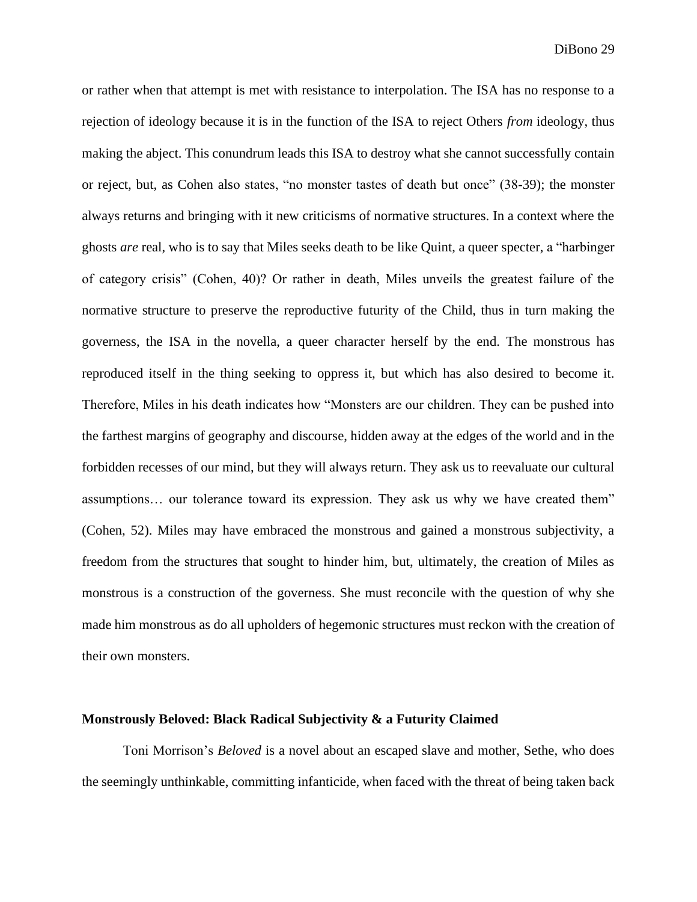or rather when that attempt is met with resistance to interpolation. The ISA has no response to a rejection of ideology because it is in the function of the ISA to reject Others *from* ideology, thus making the abject. This conundrum leads this ISA to destroy what she cannot successfully contain or reject, but, as Cohen also states, "no monster tastes of death but once" (38-39); the monster always returns and bringing with it new criticisms of normative structures. In a context where the ghosts *are* real, who is to say that Miles seeks death to be like Quint, a queer specter, a "harbinger of category crisis" (Cohen, 40)? Or rather in death, Miles unveils the greatest failure of the normative structure to preserve the reproductive futurity of the Child, thus in turn making the governess, the ISA in the novella, a queer character herself by the end. The monstrous has reproduced itself in the thing seeking to oppress it, but which has also desired to become it. Therefore, Miles in his death indicates how "Monsters are our children. They can be pushed into the farthest margins of geography and discourse, hidden away at the edges of the world and in the forbidden recesses of our mind, but they will always return. They ask us to reevaluate our cultural assumptions… our tolerance toward its expression. They ask us why we have created them" (Cohen, 52). Miles may have embraced the monstrous and gained a monstrous subjectivity, a freedom from the structures that sought to hinder him, but, ultimately, the creation of Miles as monstrous is a construction of the governess. She must reconcile with the question of why she made him monstrous as do all upholders of hegemonic structures must reckon with the creation of their own monsters.

**Monstrously Beloved: Black Radical Subjectivity & a Futurity Claimed**

Toni Morrison's *Beloved* is a novel about an escaped slave and mother, Sethe, who does the seemingly unthinkable, committing infanticide, when faced with the threat of being taken back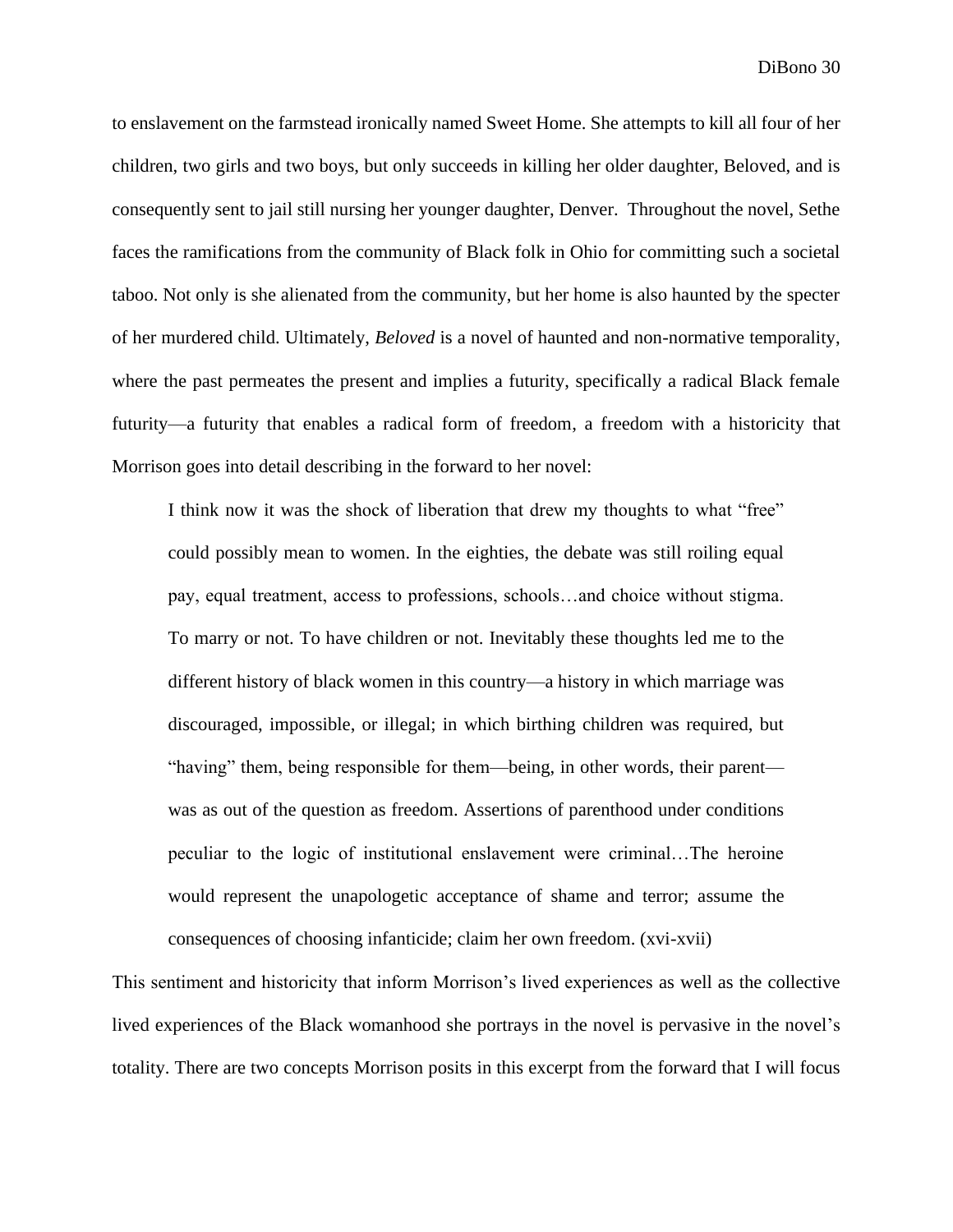to enslavement on the farmstead ironically named Sweet Home. She attempts to kill all four of her children, two girls and two boys, but only succeeds in killing her older daughter, Beloved, and is consequently sent to jail still nursing her younger daughter, Denver. Throughout the novel, Sethe faces the ramifications from the community of Black folk in Ohio for committing such a societal taboo. Not only is she alienated from the community, but her home is also haunted by the specter of her murdered child. Ultimately, *Beloved* is a novel of haunted and non-normative temporality, where the past permeates the present and implies a futurity, specifically a radical Black female futurity—a futurity that enables a radical form of freedom, a freedom with a historicity that Morrison goes into detail describing in the forward to her novel:

> I think now it was the shock of liberation that drew my thoughts to what "free" could possibly mean to women. In the eighties, the debate was still roiling equal pay, equal treatment, access to professions, schools…and choice without stigma. To marry or not. To have children or not. Inevitably these thoughts led me to the different history of black women in this country—a history in which marriage was discouraged, impossible, or illegal; in which birthing children was required, but "having" them, being responsible for them—being, in other words, their parent—was as out of the question as freedom. Assertions of parenthood under conditions peculiar to the logic of institutional enslavement were criminal…The heroine would represent the unapologetic acceptance of shame and terror; assume the consequences of choosing infanticide; claim her own freedom. (xvi-xvii)

This sentiment and historicity that inform Morrison's lived experiences as well as the collective lived experiences of the Black womanhood she portrays in the novel is pervasive in the novel's totality. There are two concepts Morrison posits in this excerpt from the forward that I will focus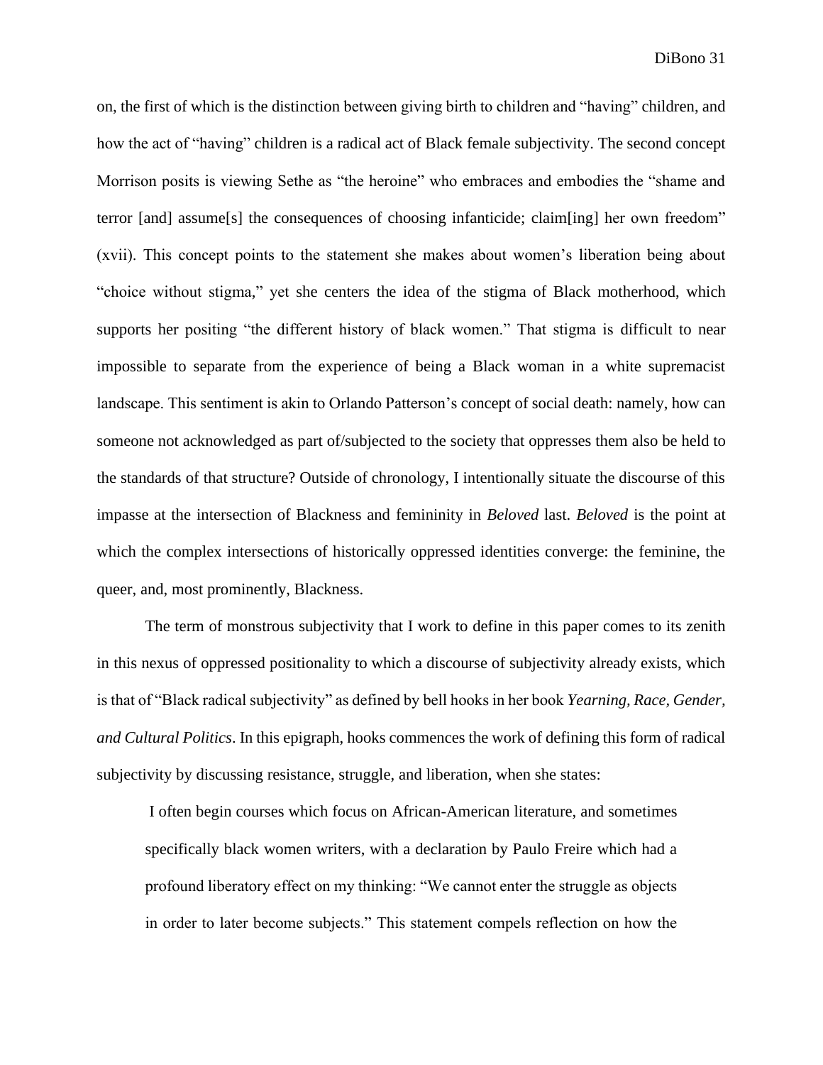on, the first of which is the distinction between giving birth to children and "having" children, and how the act of "having" children is a radical act of Black female subjectivity. The second concept Morrison posits is viewing Sethe as "the heroine" who embraces and embodies the "shame and terror [and] assume[s] the consequences of choosing infanticide; claim[ing] her own freedom" (xvii). This concept points to the statement she makes about women's liberation being about "choice without stigma," yet she centers the idea of the stigma of Black motherhood, which supports her positing "the different history of black women." That stigma is difficult to near impossible to separate from the experience of being a Black woman in a white supremacist landscape. This sentiment is akin to Orlando Patterson's concept of social death: namely, how can someone not acknowledged as part of/subjected to the society that oppresses them also be held to the standards of that structure? Outside of chronology, I intentionally situate the discourse of this impasse at the intersection of Blackness and femininity in *Beloved* last. *Beloved* is the point at which the complex intersections of historically oppressed identities converge: the feminine, the queer, and, most prominently, Blackness.

The term of monstrous subjectivity that I work to define in this paper comes to its zenith in this nexus of oppressed positionality to which a discourse of subjectivity already exists, which is that of "Black radical subjectivity" as defined by bell hooks in her book *Yearning, Race, Gender, and Cultural Politics*. In this epigraph, hooks commences the work of defining this form of radical subjectivity by discussing resistance, struggle, and liberation, when she states:

> I often begin courses which focus on African-American literature, and sometimes specifically black women writers, with a declaration by Paulo Freire which had a profound liberatory effect on my thinking: "We cannot enter the struggle as objects in order to later become subjects." This statement compels reflection on how the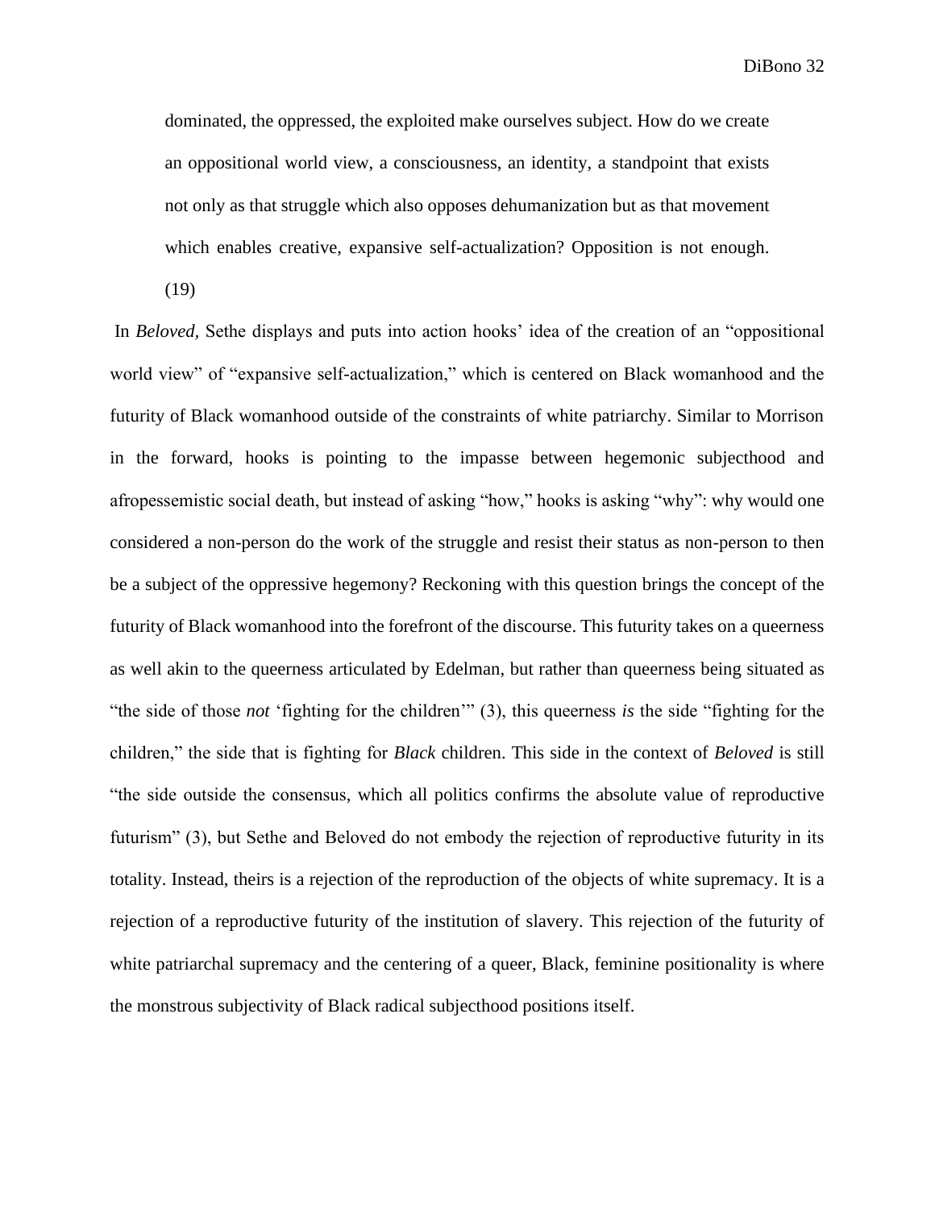> dominated, the oppressed, the exploited make ourselves subject. How do we create an oppositional world view, a consciousness, an identity, a standpoint that exists not only as that struggle which also opposes dehumanization but as that movement which enables creative, expansive self-actualization? Opposition is not enough. (19)

In *Beloved*, Sethe displays and puts into action hooks' idea of the creation of an "oppositional world view" of "expansive self-actualization," which is centered on Black womanhood and the futurity of Black womanhood outside of the constraints of white patriarchy. Similar to Morrison in the forward, hooks is pointing to the impasse between hegemonic subjecthood and afropessemistic social death, but instead of asking "how," hooks is asking "why": why would one considered a non-person do the work of the struggle and resist their status as non-person to then be a subject of the oppressive hegemony? Reckoning with this question brings the concept of the futurity of Black womanhood into the forefront of the discourse. This futurity takes on a queerness as well akin to the queerness articulated by Edelman, but rather than queerness being situated as "the side of those *not* 'fighting for the children'" (3), this queerness *is* the side "fighting for the children," the side that is fighting for *Black* children. This side in the context of *Beloved* is still "the side outside the consensus, which all politics confirms the absolute value of reproductive futurism" (3), but Sethe and Beloved do not embody the rejection of reproductive futurity in its totality. Instead, theirs is a rejection of the reproduction of the objects of white supremacy. It is a rejection of a reproductive futurity of the institution of slavery. This rejection of the futurity of white patriarchal supremacy and the centering of a queer, Black, feminine positionality is where the monstrous subjectivity of Black radical subjecthood positions itself.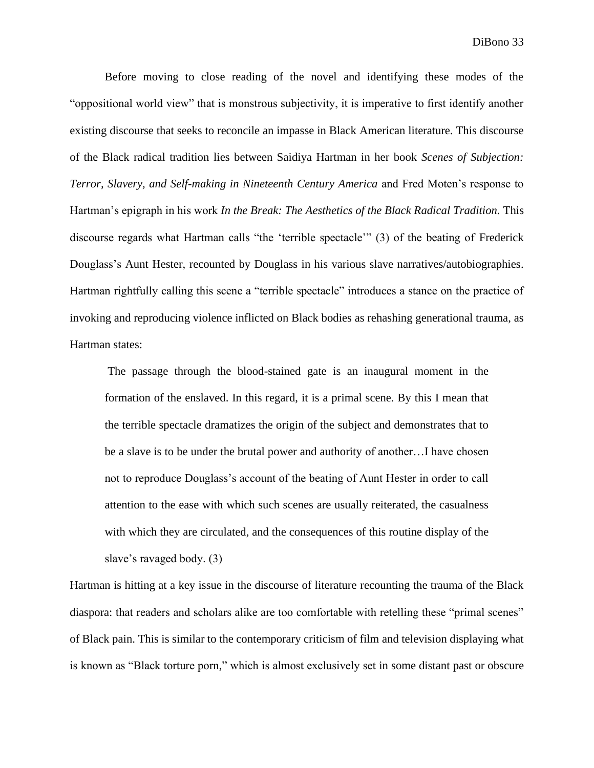Before moving to close reading of the novel and identifying these modes of the "oppositional world view" that is monstrous subjectivity, it is imperative to first identify another existing discourse that seeks to reconcile an impasse in Black American literature. This discourse of the Black radical tradition lies between Saidiya Hartman in her book *Scenes of Subjection: Terror, Slavery, and Self-making in Nineteenth Century America* and Fred Moten's response to Hartman's epigraph in his work *In the Break: The Aesthetics of the Black Radical Tradition.* This discourse regards what Hartman calls "the 'terrible spectacle'" (3) of the beating of Frederick Douglass's Aunt Hester, recounted by Douglass in his various slave narratives/autobiographies. Hartman rightfully calling this scene a "terrible spectacle" introduces a stance on the practice of invoking and reproducing violence inflicted on Black bodies as rehashing generational trauma, as Hartman states:

> The passage through the blood-stained gate is an inaugural moment in the formation of the enslaved. In this regard, it is a primal scene. By this I mean that the terrible spectacle dramatizes the origin of the subject and demonstrates that to be a slave is to be under the brutal power and authority of another…I have chosen not to reproduce Douglass's account of the beating of Aunt Hester in order to call attention to the ease with which such scenes are usually reiterated, the casualness with which they are circulated, and the consequences of this routine display of the slave's ravaged body. (3)

Hartman is hitting at a key issue in the discourse of literature recounting the trauma of the Black diaspora: that readers and scholars alike are too comfortable with retelling these "primal scenes" of Black pain. This is similar to the contemporary criticism of film and television displaying what is known as "Black torture porn," which is almost exclusively set in some distant past or obscure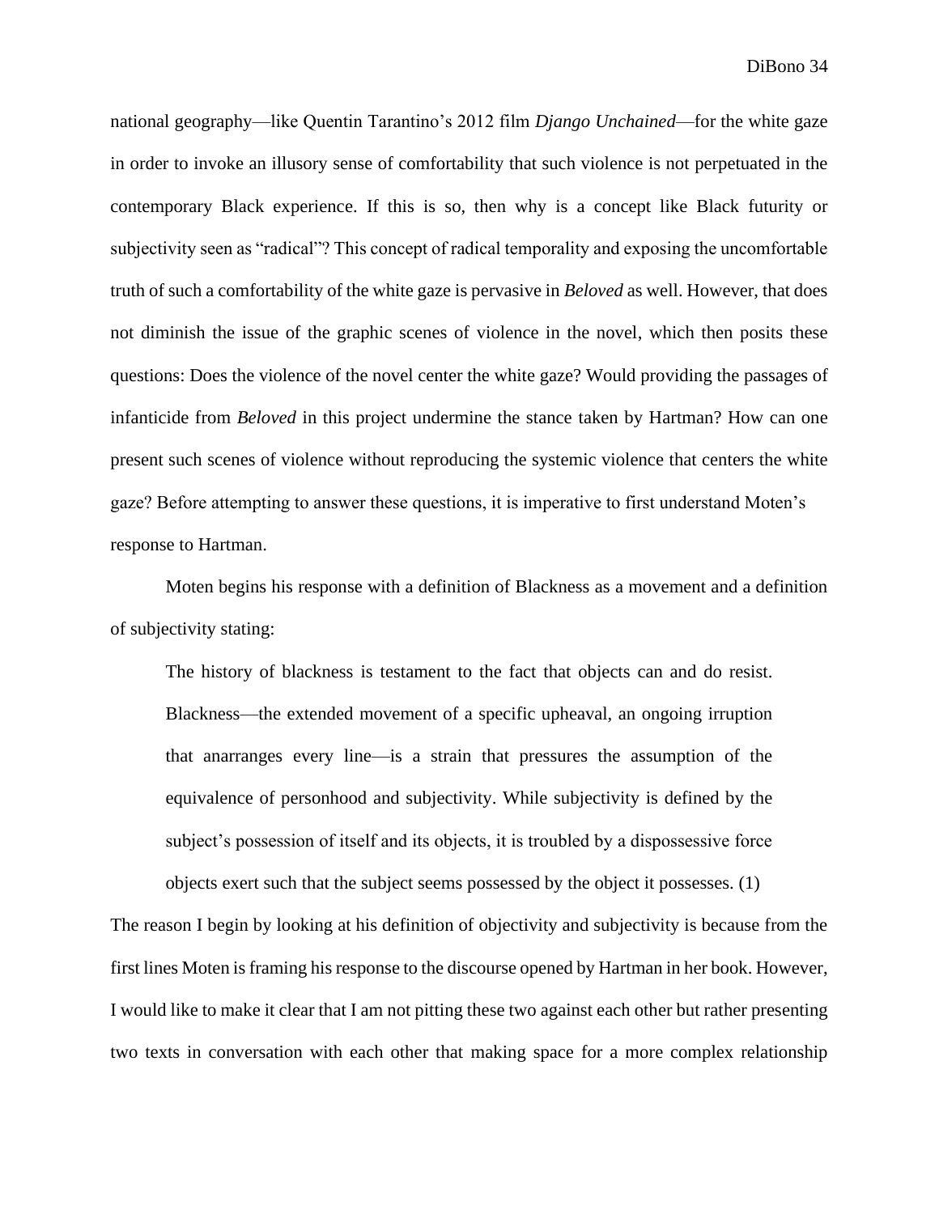national geography—like Quentin Tarantino's 2012 film *Django Unchained*—for the white gaze in order to invoke an illusory sense of comfortability that such violence is not perpetuated in the contemporary Black experience. If this is so, then why is a concept like Black futurity or subjectivity seen as "radical"? This concept of radical temporality and exposing the uncomfortable truth of such a comfortability of the white gaze is pervasive in *Beloved* as well. However, that does not diminish the issue of the graphic scenes of violence in the novel, which then posits these questions: Does the violence of the novel center the white gaze? Would providing the passages of infanticide from *Beloved* in this project undermine the stance taken by Hartman? How can one present such scenes of violence without reproducing the systemic violence that centers the white gaze? Before attempting to answer these questions, it is imperative to first understand Moten's response to Hartman.

Moten begins his response with a definition of Blackness as a movement and a definition of subjectivity stating:

> The history of blackness is testament to the fact that objects can and do resist. Blackness—the extended movement of a specific upheaval, an ongoing irruption that anarranges every line—is a strain that pressures the assumption of the equivalence of personhood and subjectivity. While subjectivity is defined by the subject's possession of itself and its objects, it is troubled by a dispossessive force objects exert such that the subject seems possessed by the object it possesses. (1)

The reason I begin by looking at his definition of objectivity and subjectivity is because from the first lines Moten is framing his response to the discourse opened by Hartman in her book. However, I would like to make it clear that I am not pitting these two against each other but rather presenting two texts in conversation with each other that making space for a more complex relationship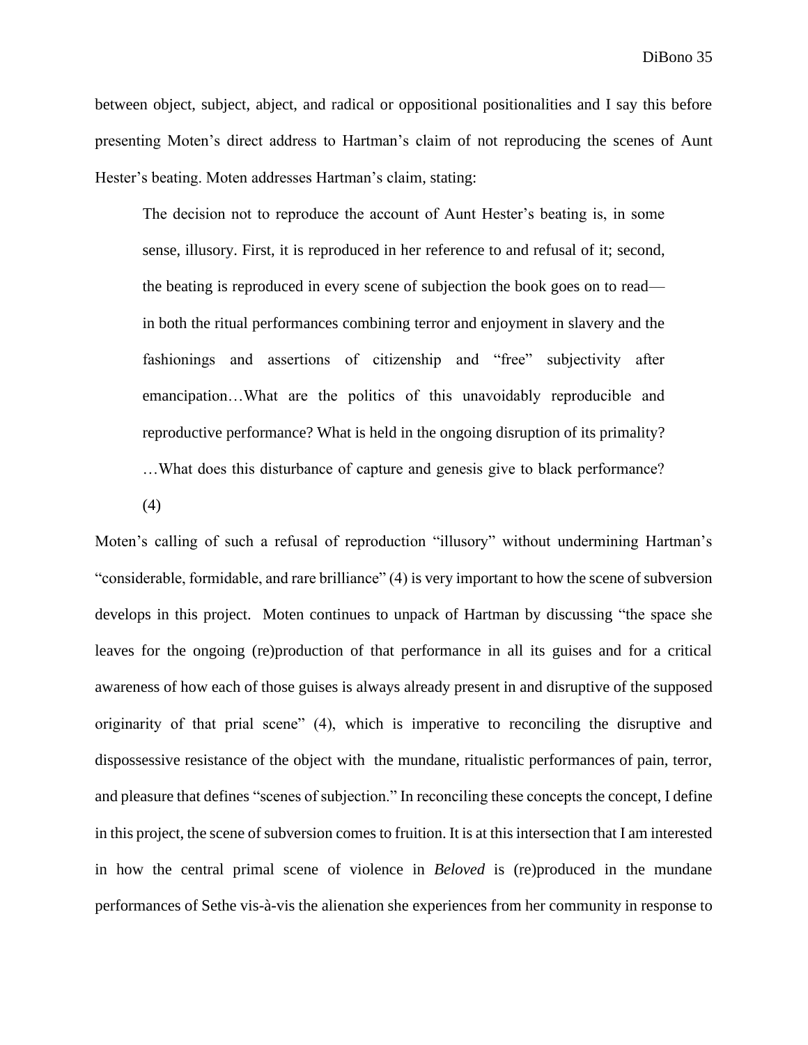between object, subject, abject, and radical or oppositional positionalities and I say this before presenting Moten's direct address to Hartman's claim of not reproducing the scenes of Aunt Hester's beating. Moten addresses Hartman's claim, stating:

> The decision not to reproduce the account of Aunt Hester's beating is, in some sense, illusory. First, it is reproduced in her reference to and refusal of it; second, the beating is reproduced in every scene of subjection the book goes on to read—in both the ritual performances combining terror and enjoyment in slavery and the fashionings and assertions of citizenship and "free" subjectivity after emancipation…What are the politics of this unavoidably reproducible and reproductive performance? What is held in the ongoing disruption of its primality? …What does this disturbance of capture and genesis give to black performance? (4)

Moten's calling of such a refusal of reproduction "illusory" without undermining Hartman's "considerable, formidable, and rare brilliance" (4) is very important to how the scene of subversion develops in this project. Moten continues to unpack of Hartman by discussing "the space she leaves for the ongoing (re)production of that performance in all its guises and for a critical awareness of how each of those guises is always already present in and disruptive of the supposed originarity of that prial scene" (4), which is imperative to reconciling the disruptive and dispossessive resistance of the object with the mundane, ritualistic performances of pain, terror, and pleasure that defines "scenes of subjection." In reconciling these concepts the concept, I define in this project, the scene of subversion comes to fruition. It is at this intersection that I am interested in how the central primal scene of violence in *Beloved* is (re)produced in the mundane performances of Sethe vis-à-vis the alienation she experiences from her community in response to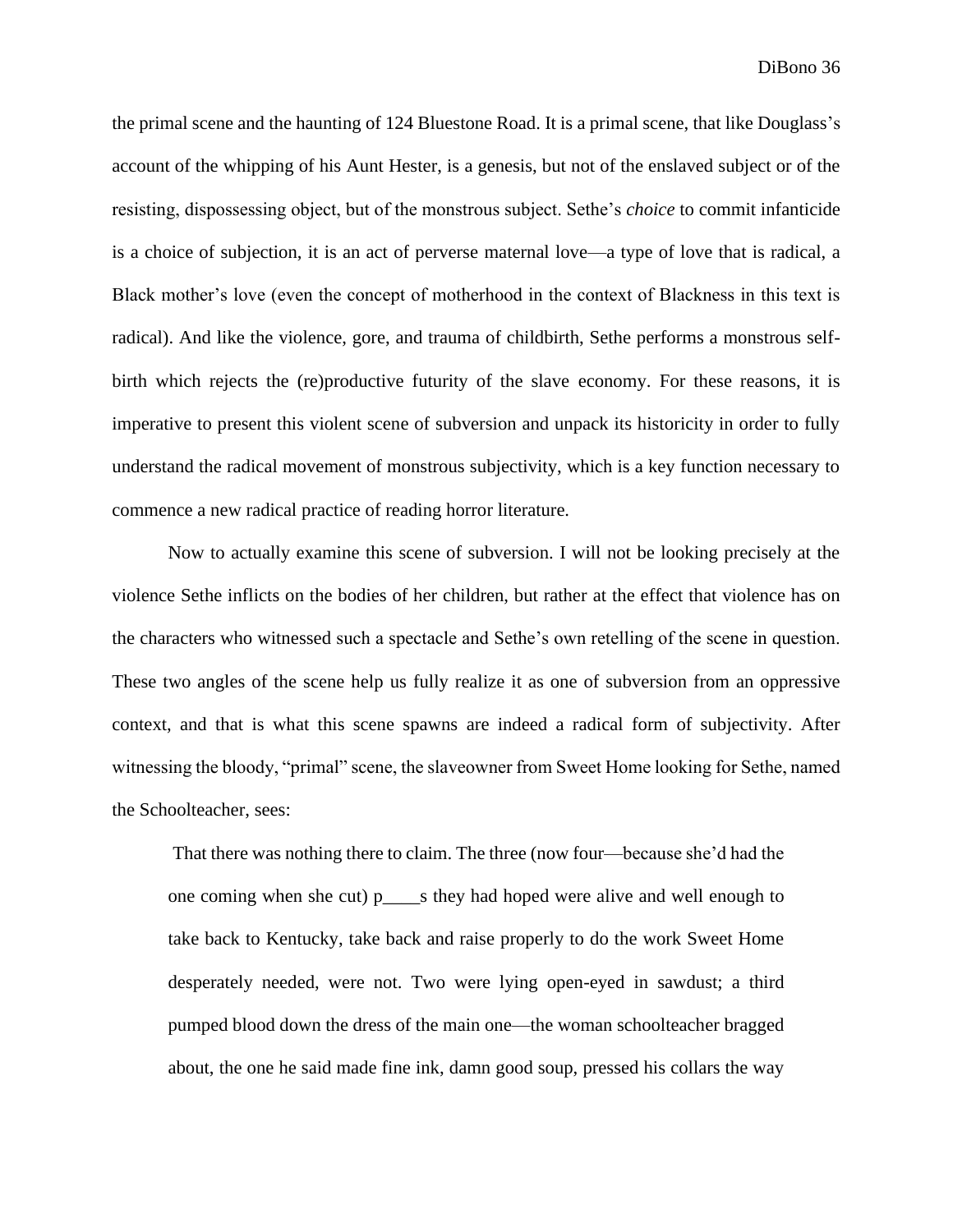the primal scene and the haunting of 124 Bluestone Road. It is a primal scene, that like Douglass's account of the whipping of his Aunt Hester, is a genesis, but not of the enslaved subject or of the resisting, dispossessing object, but of the monstrous subject. Sethe's *choice* to commit infanticide is a choice of subjection, it is an act of perverse maternal love—a type of love that is radical, a Black mother's love (even the concept of motherhood in the context of Blackness in this text is radical). And like the violence, gore, and trauma of childbirth, Sethe performs a monstrous self-birth which rejects the (re)productive futurity of the slave economy. For these reasons, it is imperative to present this violent scene of subversion and unpack its historicity in order to fully understand the radical movement of monstrous subjectivity, which is a key function necessary to commence a new radical practice of reading horror literature.

Now to actually examine this scene of subversion. I will not be looking precisely at the violence Sethe inflicts on the bodies of her children, but rather at the effect that violence has on the characters who witnessed such a spectacle and Sethe's own retelling of the scene in question. These two angles of the scene help us fully realize it as one of subversion from an oppressive context, and that is what this scene spawns are indeed a radical form of subjectivity. After witnessing the bloody, "primal" scene, the slaveowner from Sweet Home looking for Sethe, named the Schoolteacher, sees:

> That there was nothing there to claim. The three (now four—because she'd had the one coming when she cut) p____s they had hoped were alive and well enough to take back to Kentucky, take back and raise properly to do the work Sweet Home desperately needed, were not. Two were lying open-eyed in sawdust; a third pumped blood down the dress of the main one—the woman schoolteacher bragged about, the one he said made fine ink, damn good soup, pressed his collars the way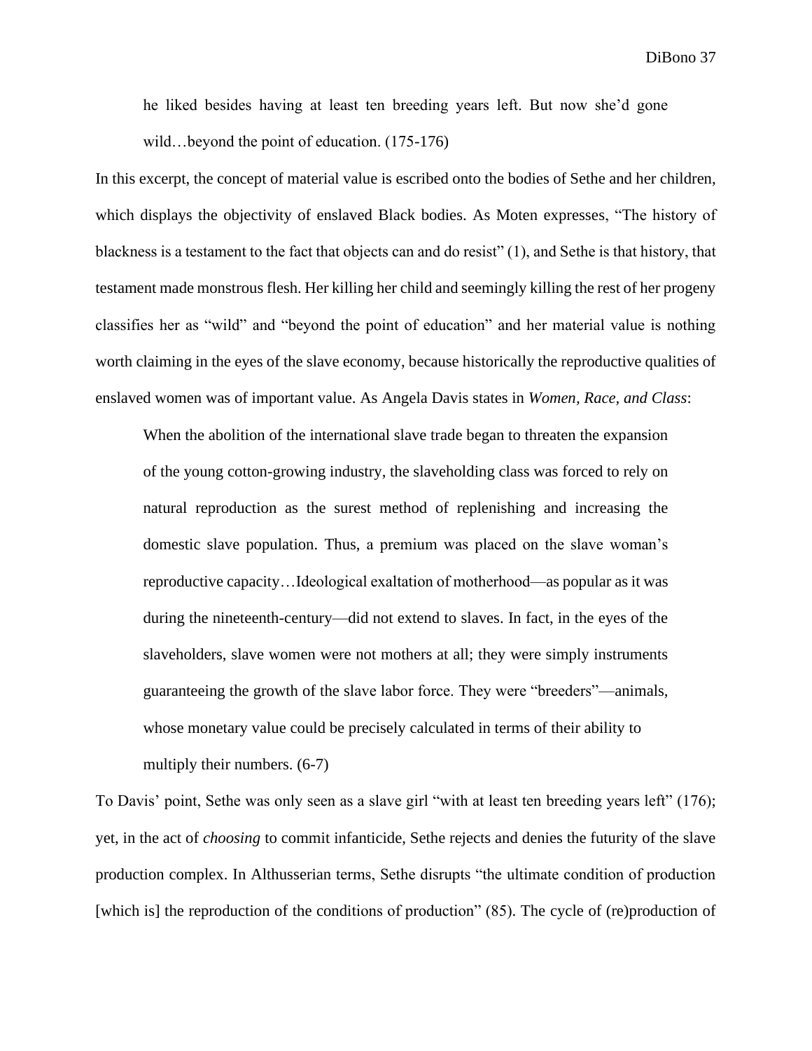> he liked besides having at least ten breeding years left. But now she'd gone wild…beyond the point of education. (175-176)

In this excerpt, the concept of material value is escribed onto the bodies of Sethe and her children, which displays the objectivity of enslaved Black bodies. As Moten expresses, "The history of blackness is a testament to the fact that objects can and do resist" (1), and Sethe is that history, that testament made monstrous flesh. Her killing her child and seemingly killing the rest of her progeny classifies her as "wild" and "beyond the point of education" and her material value is nothing worth claiming in the eyes of the slave economy, because historically the reproductive qualities of enslaved women was of important value. As Angela Davis states in *Women, Race, and Class*:

> When the abolition of the international slave trade began to threaten the expansion of the young cotton-growing industry, the slaveholding class was forced to rely on natural reproduction as the surest method of replenishing and increasing the domestic slave population. Thus, a premium was placed on the slave woman's reproductive capacity…Ideological exaltation of motherhood—as popular as it was during the nineteenth-century—did not extend to slaves. In fact, in the eyes of the slaveholders, slave women were not mothers at all; they were simply instruments guaranteeing the growth of the slave labor force. They were "breeders"—animals, whose monetary value could be precisely calculated in terms of their ability to multiply their numbers. (6-7)

To Davis' point, Sethe was only seen as a slave girl "with at least ten breeding years left" (176); yet, in the act of *choosing* to commit infanticide, Sethe rejects and denies the futurity of the slave production complex. In Althusserian terms, Sethe disrupts "the ultimate condition of production [which is] the reproduction of the conditions of production" (85). The cycle of (re)production of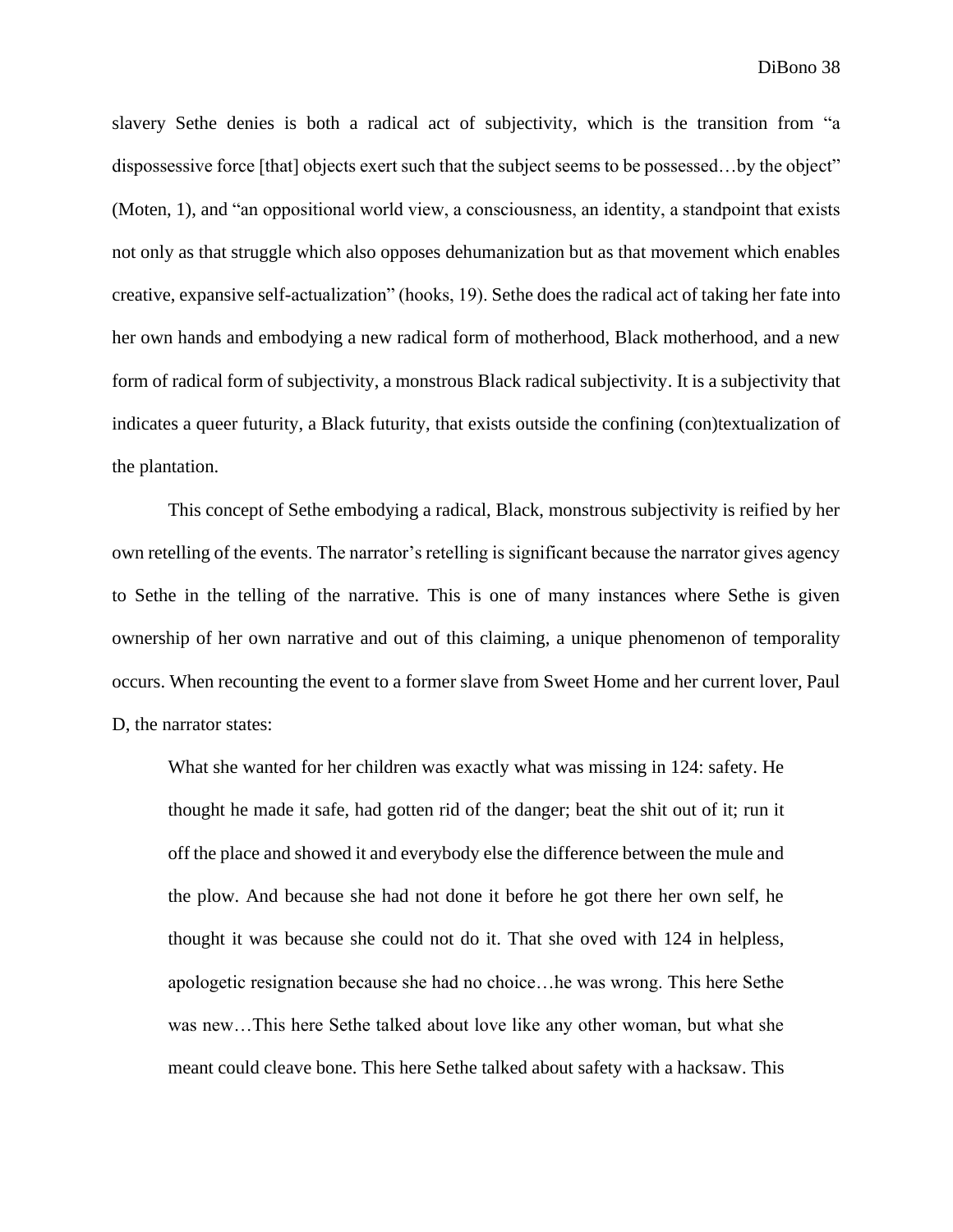slavery Sethe denies is both a radical act of subjectivity, which is the transition from "a dispossessive force [that] objects exert such that the subject seems to be possessed…by the object" (Moten, 1), and "an oppositional world view, a consciousness, an identity, a standpoint that exists not only as that struggle which also opposes dehumanization but as that movement which enables creative, expansive self-actualization" (hooks, 19). Sethe does the radical act of taking her fate into her own hands and embodying a new radical form of motherhood, Black motherhood, and a new form of radical form of subjectivity, a monstrous Black radical subjectivity. It is a subjectivity that indicates a queer futurity, a Black futurity, that exists outside the confining (con)textualization of the plantation.

This concept of Sethe embodying a radical, Black, monstrous subjectivity is reified by her own retelling of the events. The narrator's retelling is significant because the narrator gives agency to Sethe in the telling of the narrative. This is one of many instances where Sethe is given ownership of her own narrative and out of this claiming, a unique phenomenon of temporality occurs. When recounting the event to a former slave from Sweet Home and her current lover, Paul D, the narrator states:

> What she wanted for her children was exactly what was missing in 124: safety. He thought he made it safe, had gotten rid of the danger; beat the shit out of it; run it off the place and showed it and everybody else the difference between the mule and the plow. And because she had not done it before he got there her own self, he thought it was because she could not do it. That she oved with 124 in helpless, apologetic resignation because she had no choice…he was wrong. This here Sethe was new…This here Sethe talked about love like any other woman, but what she meant could cleave bone. This here Sethe talked about safety with a hacksaw. This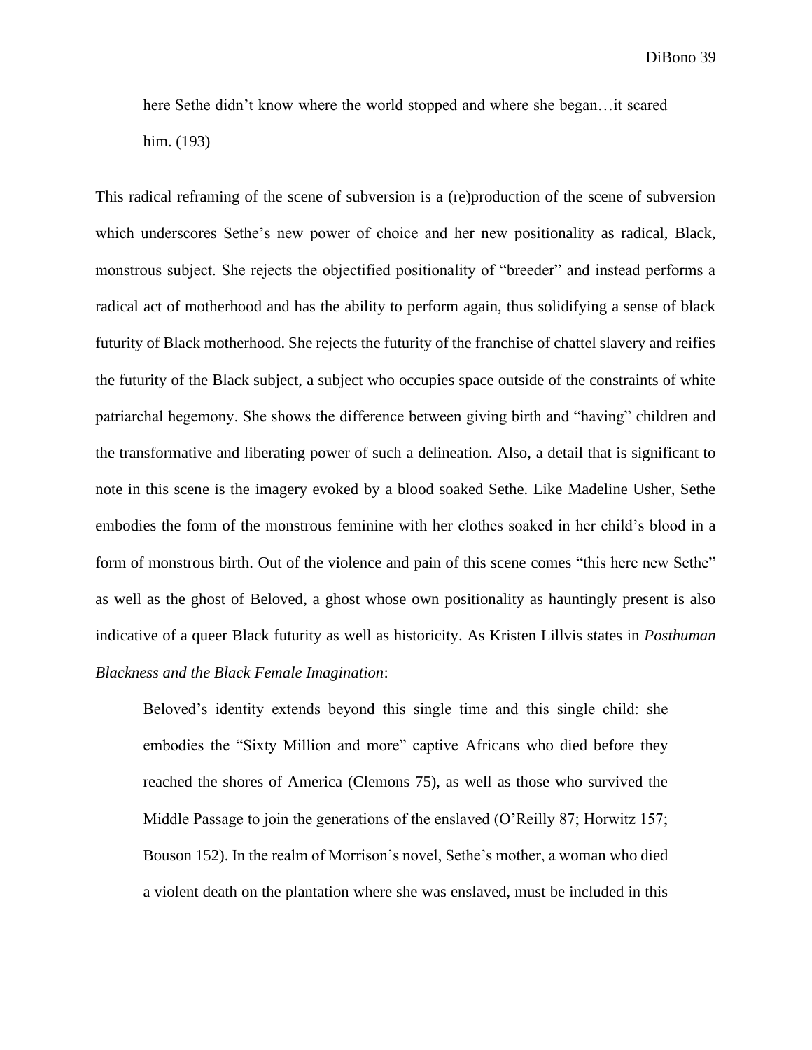> here Sethe didn't know where the world stopped and where she began…it scared him. (193)

This radical reframing of the scene of subversion is a (re)production of the scene of subversion which underscores Sethe's new power of choice and her new positionality as radical, Black, monstrous subject. She rejects the objectified positionality of "breeder" and instead performs a radical act of motherhood and has the ability to perform again, thus solidifying a sense of black futurity of Black motherhood. She rejects the futurity of the franchise of chattel slavery and reifies the futurity of the Black subject, a subject who occupies space outside of the constraints of white patriarchal hegemony. She shows the difference between giving birth and "having" children and the transformative and liberating power of such a delineation. Also, a detail that is significant to note in this scene is the imagery evoked by a blood soaked Sethe. Like Madeline Usher, Sethe embodies the form of the monstrous feminine with her clothes soaked in her child's blood in a form of monstrous birth. Out of the violence and pain of this scene comes "this here new Sethe" as well as the ghost of Beloved, a ghost whose own positionality as hauntingly present is also indicative of a queer Black futurity as well as historicity. As Kristen Lillvis states in *Posthuman Blackness and the Black Female Imagination*:

> Beloved's identity extends beyond this single time and this single child: she embodies the "Sixty Million and more" captive Africans who died before they reached the shores of America (Clemons 75), as well as those who survived the Middle Passage to join the generations of the enslaved (O'Reilly 87; Horwitz 157; Bouson 152). In the realm of Morrison's novel, Sethe's mother, a woman who died a violent death on the plantation where she was enslaved, must be included in this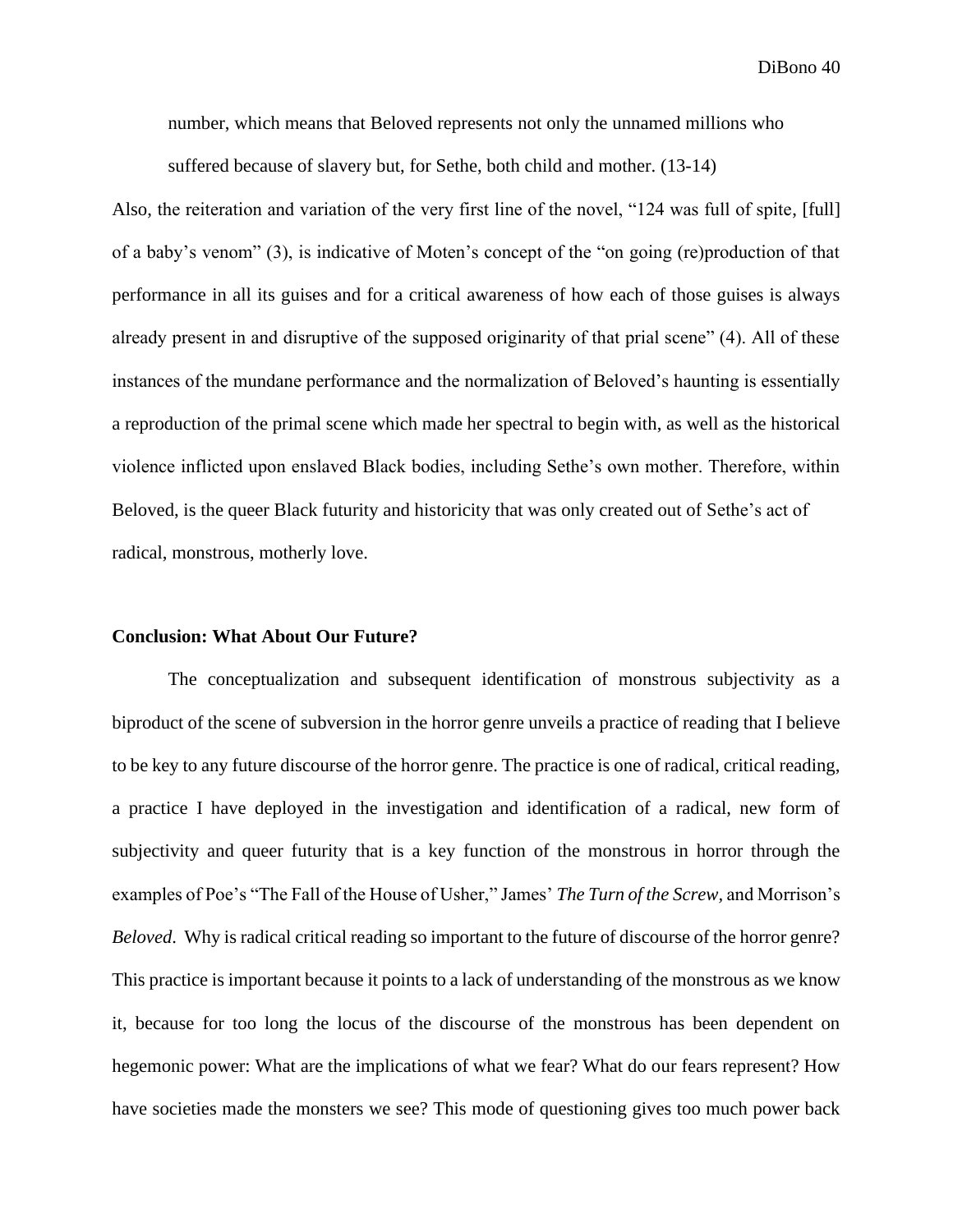number, which means that Beloved represents not only the unnamed millions who suffered because of slavery but, for Sethe, both child and mother. (13-14)

Also, the reiteration and variation of the very first line of the novel, "124 was full of spite, [full] of a baby's venom" (3), is indicative of Moten's concept of the "on going (re)production of that performance in all its guises and for a critical awareness of how each of those guises is always already present in and disruptive of the supposed originarity of that prial scene" (4). All of these instances of the mundane performance and the normalization of Beloved's haunting is essentially a reproduction of the primal scene which made her spectral to begin with, as well as the historical violence inflicted upon enslaved Black bodies, including Sethe's own mother. Therefore, within Beloved, is the queer Black futurity and historicity that was only created out of Sethe's act of radical, monstrous, motherly love.

## Conclusion: What About Our Future?

The conceptualization and subsequent identification of monstrous subjectivity as a biproduct of the scene of subversion in the horror genre unveils a practice of reading that I believe to be key to any future discourse of the horror genre. The practice is one of radical, critical reading, a practice I have deployed in the investigation and identification of a radical, new form of subjectivity and queer futurity that is a key function of the monstrous in horror through the examples of Poe's "The Fall of the House of Usher," James' *The Turn of the Screw,* and Morrison's *Beloved*. Why is radical critical reading so important to the future of discourse of the horror genre? This practice is important because it points to a lack of understanding of the monstrous as we know it, because for too long the locus of the discourse of the monstrous has been dependent on hegemonic power: What are the implications of what we fear? What do our fears represent? How have societies made the monsters we see? This mode of questioning gives too much power back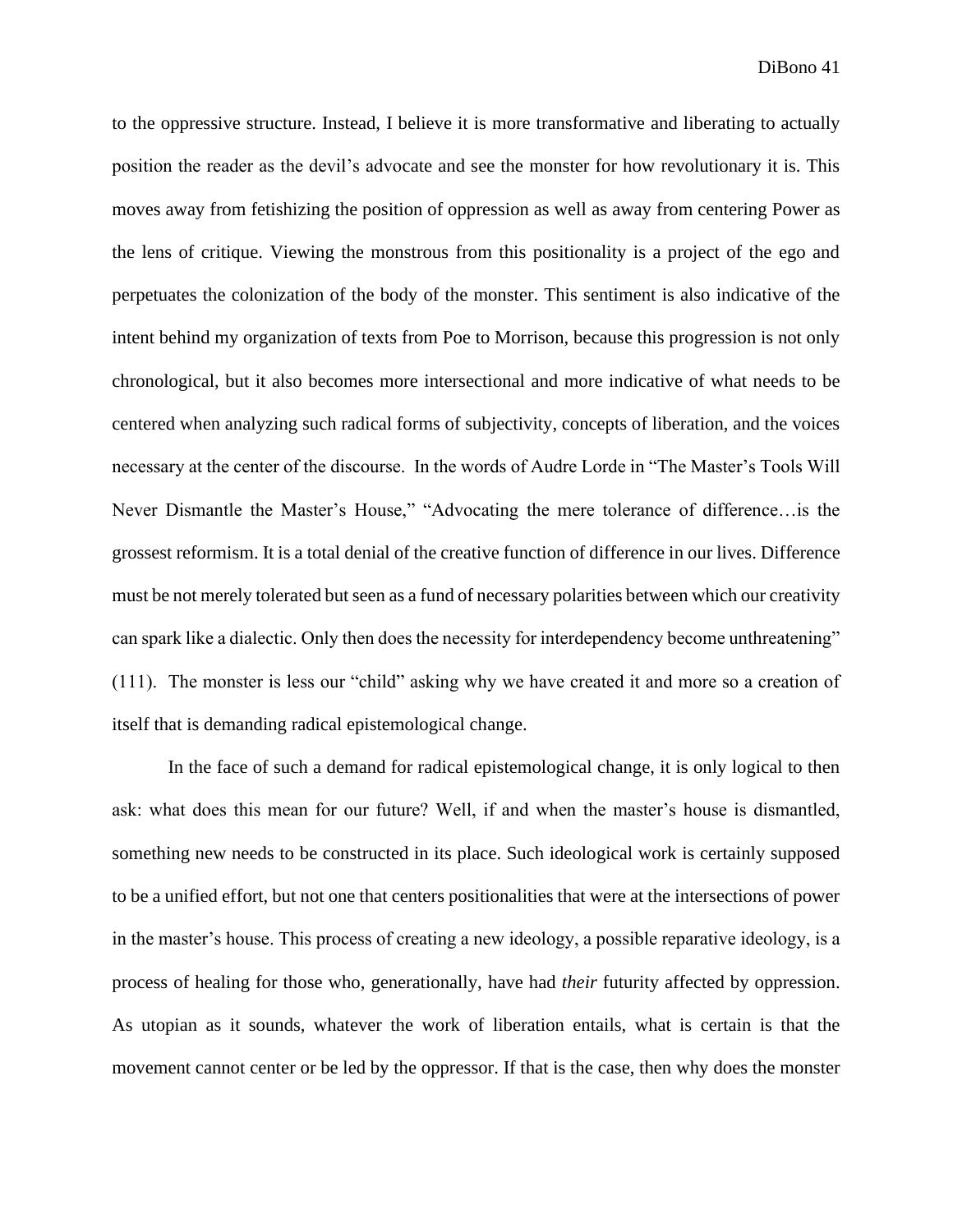to the oppressive structure. Instead, I believe it is more transformative and liberating to actually position the reader as the devil's advocate and see the monster for how revolutionary it is. This moves away from fetishizing the position of oppression as well as away from centering Power as the lens of critique. Viewing the monstrous from this positionality is a project of the ego and perpetuates the colonization of the body of the monster. This sentiment is also indicative of the intent behind my organization of texts from Poe to Morrison, because this progression is not only chronological, but it also becomes more intersectional and more indicative of what needs to be centered when analyzing such radical forms of subjectivity, concepts of liberation, and the voices necessary at the center of the discourse. In the words of Audre Lorde in "The Master's Tools Will Never Dismantle the Master's House," "Advocating the mere tolerance of difference…is the grossest reformism. It is a total denial of the creative function of difference in our lives. Difference must be not merely tolerated but seen as a fund of necessary polarities between which our creativity can spark like a dialectic. Only then does the necessity for interdependency become unthreatening" (111). The monster is less our "child" asking why we have created it and more so a creation of itself that is demanding radical epistemological change.

In the face of such a demand for radical epistemological change, it is only logical to then ask: what does this mean for our future? Well, if and when the master's house is dismantled, something new needs to be constructed in its place. Such ideological work is certainly supposed to be a unified effort, but not one that centers positionalities that were at the intersections of power in the master's house. This process of creating a new ideology, a possible reparative ideology, is a process of healing for those who, generationally, have had *their* futurity affected by oppression. As utopian as it sounds, whatever the work of liberation entails, what is certain is that the movement cannot center or be led by the oppressor. If that is the case, then why does the monster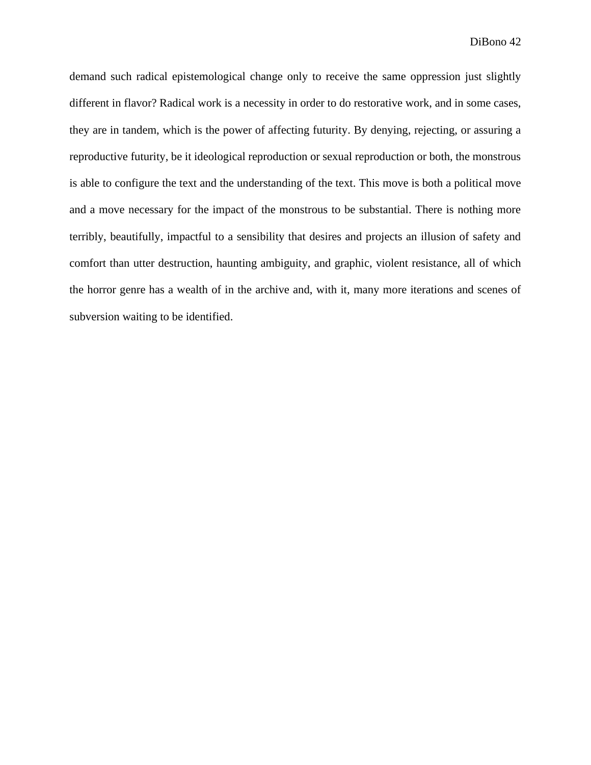demand such radical epistemological change only to receive the same oppression just slightly different in flavor? Radical work is a necessity in order to do restorative work, and in some cases, they are in tandem, which is the power of affecting futurity. By denying, rejecting, or assuring a reproductive futurity, be it ideological reproduction or sexual reproduction or both, the monstrous is able to configure the text and the understanding of the text. This move is both a political move and a move necessary for the impact of the monstrous to be substantial. There is nothing more terribly, beautifully, impactful to a sensibility that desires and projects an illusion of safety and comfort than utter destruction, haunting ambiguity, and graphic, violent resistance, all of which the horror genre has a wealth of in the archive and, with it, many more iterations and scenes of subversion waiting to be identified.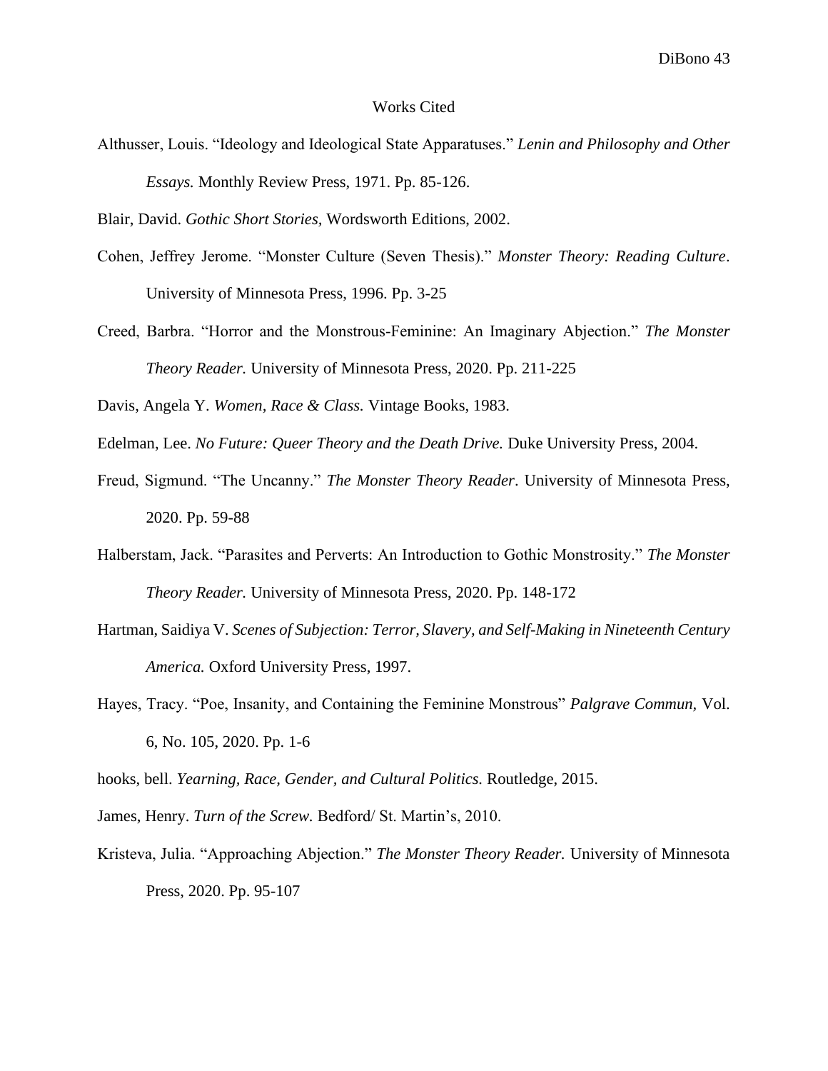# Works Cited

Althusser, Louis. "Ideology and Ideological State Apparatuses." *Lenin and Philosophy and Other Essays.* Monthly Review Press, 1971. Pp. 85-126.

Blair, David. *Gothic Short Stories,* Wordsworth Editions, 2002.

Cohen, Jeffrey Jerome. "Monster Culture (Seven Thesis)." *Monster Theory: Reading Culture*. University of Minnesota Press, 1996. Pp. 3-25

Creed, Barbra. "Horror and the Monstrous-Feminine: An Imaginary Abjection." *The Monster Theory Reader.* University of Minnesota Press, 2020. Pp. 211-225

Davis, Angela Y. *Women, Race & Class.* Vintage Books, 1983.

Edelman, Lee. *No Future: Queer Theory and the Death Drive.* Duke University Press, 2004.

Freud, Sigmund. "The Uncanny." *The Monster Theory Reader*. University of Minnesota Press, 2020. Pp. 59-88

Halberstam, Jack. "Parasites and Perverts: An Introduction to Gothic Monstrosity." *The Monster Theory Reader.* University of Minnesota Press, 2020. Pp. 148-172

Hartman, Saidiya V. *Scenes of Subjection: Terror, Slavery, and Self-Making in Nineteenth Century America.* Oxford University Press, 1997.

Hayes, Tracy. "Poe, Insanity, and Containing the Feminine Monstrous" *Palgrave Commun,* Vol. 6, No. 105, 2020. Pp. 1-6

hooks, bell. *Yearning, Race, Gender, and Cultural Politics.* Routledge, 2015.

James, Henry. *Turn of the Screw.* Bedford/ St. Martin's, 2010.

Kristeva, Julia. "Approaching Abjection." *The Monster Theory Reader.* University of Minnesota Press, 2020. Pp. 95-107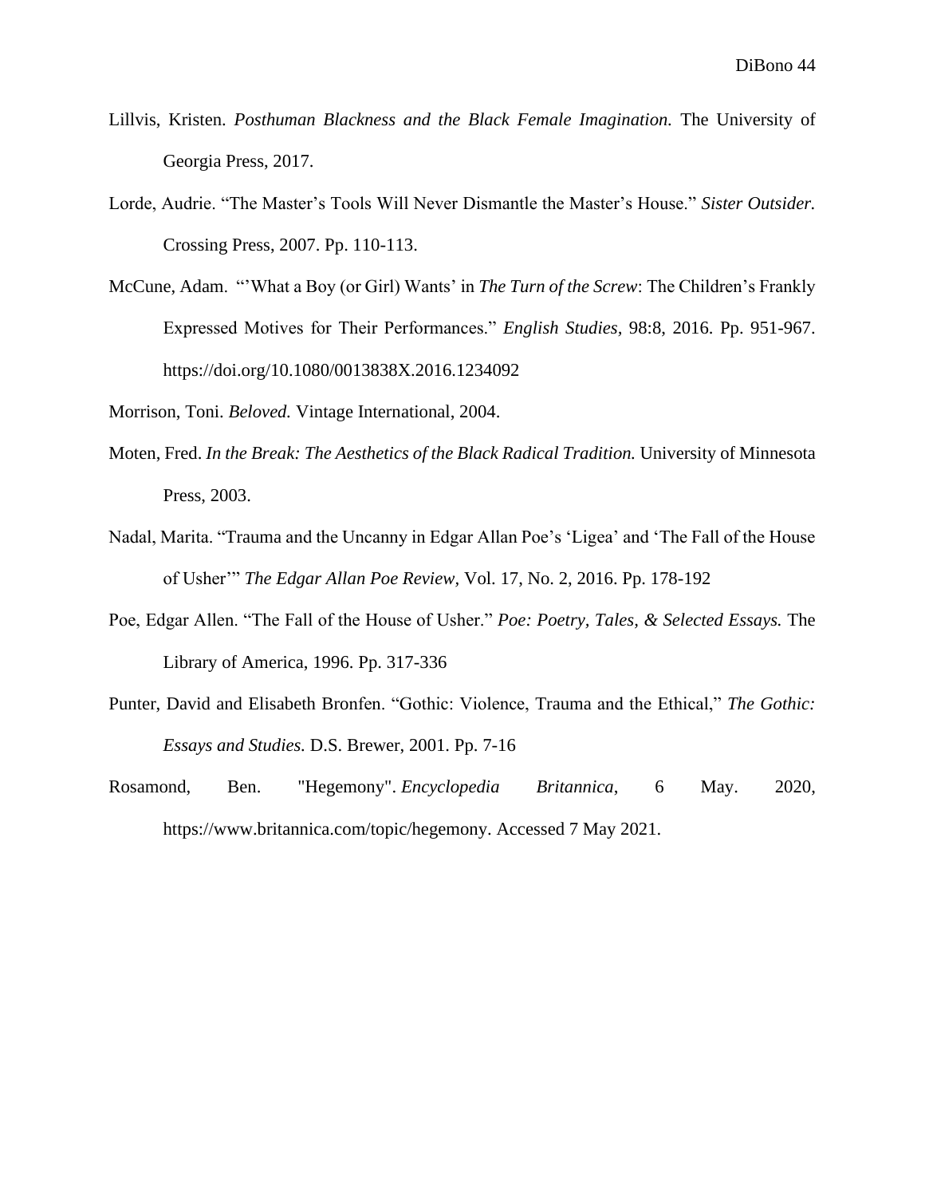Lillvis, Kristen. *Posthuman Blackness and the Black Female Imagination.* The University of Georgia Press, 2017.

Lorde, Audrie. "The Master's Tools Will Never Dismantle the Master's House." *Sister Outsider.* Crossing Press, 2007. Pp. 110-113.

McCune, Adam. "'What a Boy (or Girl) Wants' in *The Turn of the Screw*: The Children's Frankly Expressed Motives for Their Performances." *English Studies*, 98:8, 2016. Pp. 951-967. https://doi.org/10.1080/0013838X.2016.1234092

Morrison, Toni. *Beloved.* Vintage International, 2004.

Moten, Fred. *In the Break: The Aesthetics of the Black Radical Tradition.* University of Minnesota Press, 2003.

Nadal, Marita. "Trauma and the Uncanny in Edgar Allan Poe's 'Ligea' and 'The Fall of the House of Usher'" *The Edgar Allan Poe Review*, Vol. 17, No. 2, 2016. Pp. 178-192

Poe, Edgar Allen. "The Fall of the House of Usher." *Poe: Poetry, Tales, & Selected Essays.* The Library of America, 1996. Pp. 317-336

Punter, David and Elisabeth Bronfen. "Gothic: Violence, Trauma and the Ethical," *The Gothic: Essays and Studies.* D.S. Brewer, 2001. Pp. 7-16

Rosamond, Ben. "Hegemony". *Encyclopedia Britannica*, 6 May. 2020, https://www.britannica.com/topic/hegemony. Accessed 7 May 2021.